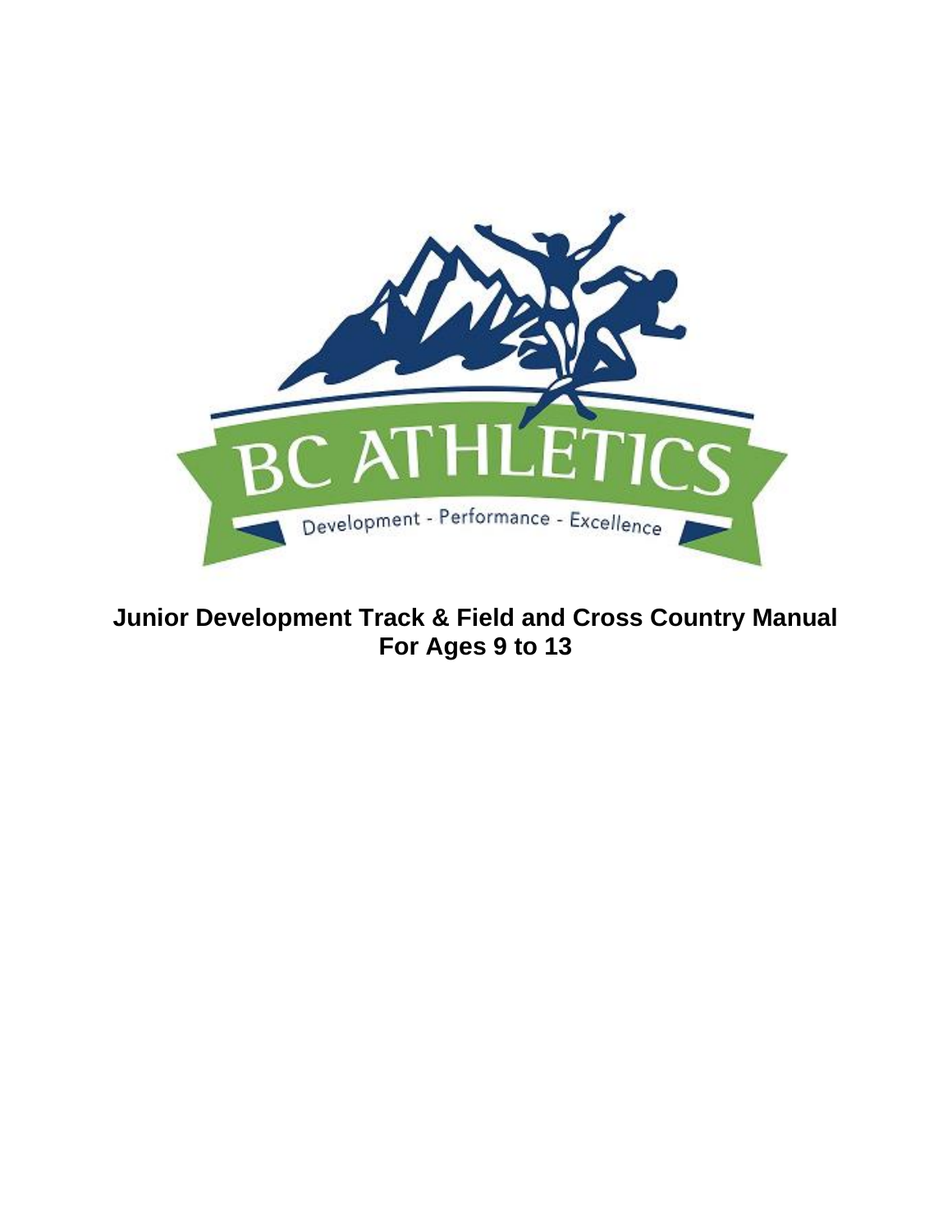BC ATHLETICS

Development - Performance - Excellence

**Junior Development Track & Field and Cross Country Manual**
**For Ages 9 to 13**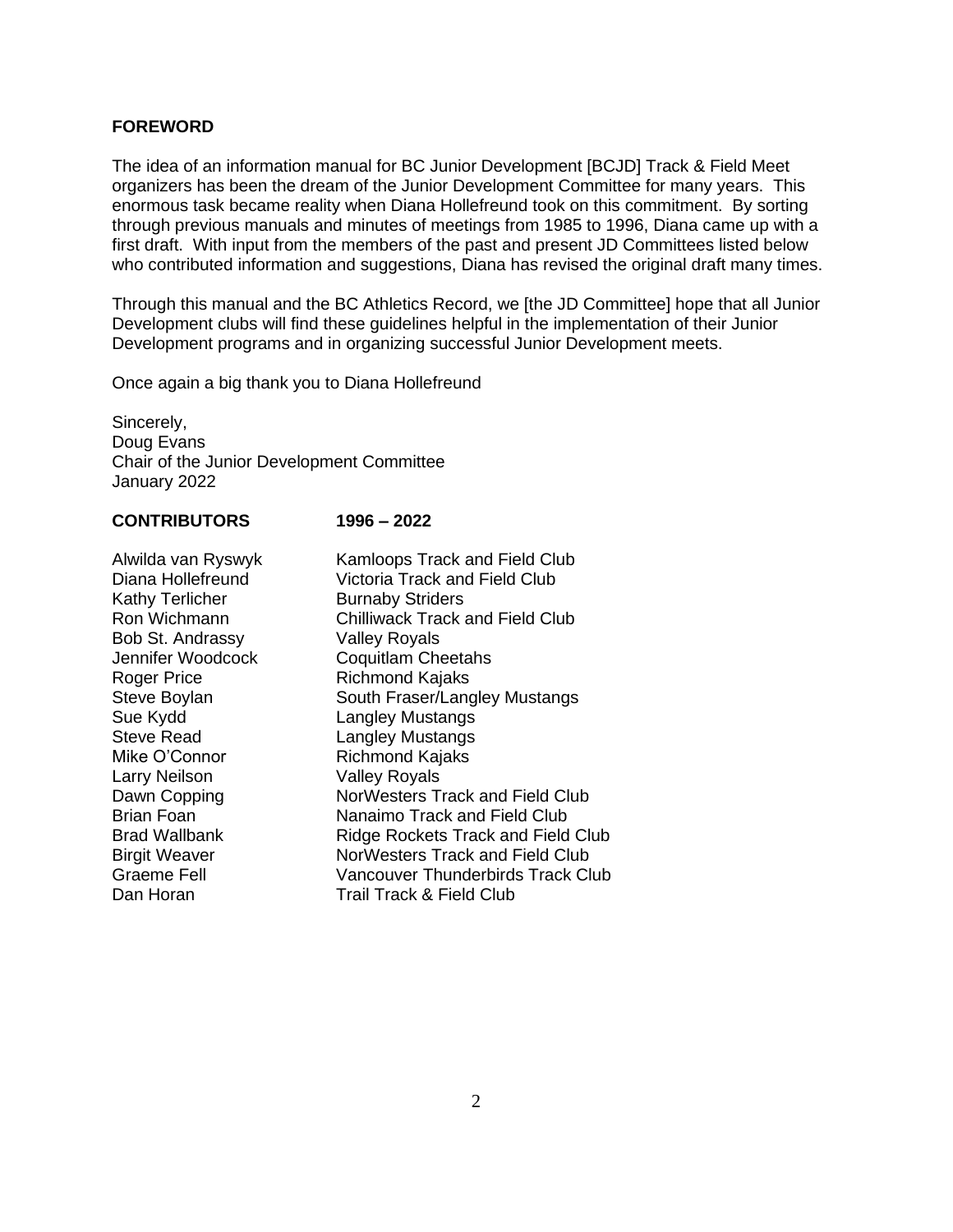## FOREWORD

The idea of an information manual for BC Junior Development [BCJD] Track & Field Meet organizers has been the dream of the Junior Development Committee for many years. This enormous task became reality when Diana Hollefreund took on this commitment. By sorting through previous manuals and minutes of meetings from 1985 to 1996, Diana came up with a first draft. With input from the members of the past and present JD Committees listed below who contributed information and suggestions, Diana has revised the original draft many times.

Through this manual and the BC Athletics Record, we [the JD Committee] hope that all Junior Development clubs will find these guidelines helpful in the implementation of their Junior Development programs and in organizing successful Junior Development meets.

Once again a big thank you to Diana Hollefreund

Sincerely,
Doug Evans
Chair of the Junior Development Committee
January 2022

| **CONTRIBUTORS** | **1996 – 2022** |
|---|---|
| Alwilda van Ryswyk | Kamloops Track and Field Club |
| Diana Hollefreund | Victoria Track and Field Club |
| Kathy Terlicher | Burnaby Striders |
| Ron Wichmann | Chilliwack Track and Field Club |
| Bob St. Andrassy | Valley Royals |
| Jennifer Woodcock | Coquitlam Cheetahs |
| Roger Price | Richmond Kajaks |
| Steve Boylan | South Fraser/Langley Mustangs |
| Sue Kydd | Langley Mustangs |
| Steve Read | Langley Mustangs |
| Mike O'Connor | Richmond Kajaks |
| Larry Neilson | Valley Royals |
| Dawn Copping | NorWesters Track and Field Club |
| Brian Foan | Nanaimo Track and Field Club |
| Brad Wallbank | Ridge Rockets Track and Field Club |
| Birgit Weaver | NorWesters Track and Field Club |
| Graeme Fell | Vancouver Thunderbirds Track Club |
| Dan Horan | Trail Track & Field Club |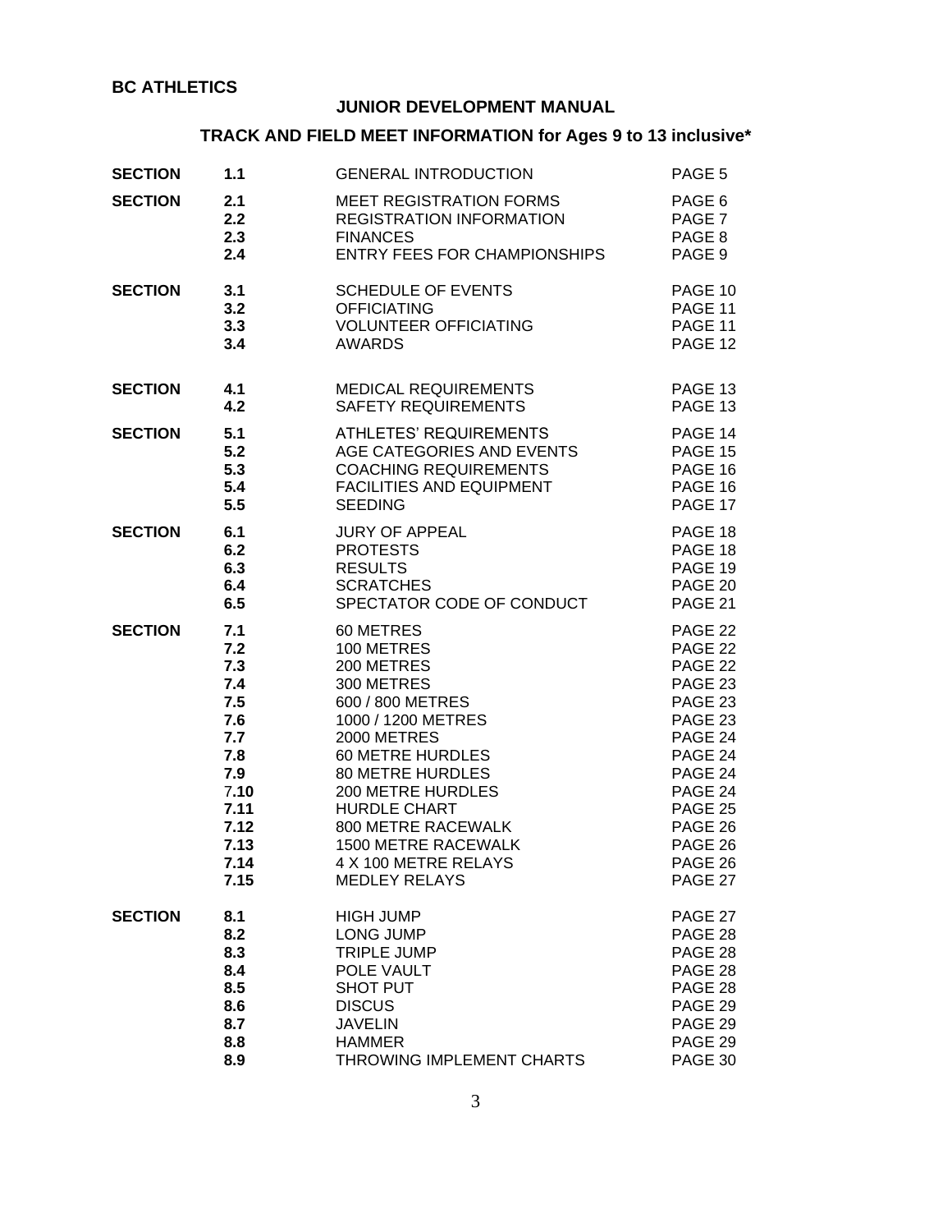**BC ATHLETICS**

## JUNIOR DEVELOPMENT MANUAL

## TRACK AND FIELD MEET INFORMATION for Ages 9 to 13 inclusive*

| | | | |
|---|---|---|---|
| **SECTION** | **1.1** | GENERAL INTRODUCTION | PAGE 5 |
| **SECTION** | **2.1** | MEET REGISTRATION FORMS | PAGE 6 |
| | **2.2** | REGISTRATION INFORMATION | PAGE 7 |
| | **2.3** | FINANCES | PAGE 8 |
| | **2.4** | ENTRY FEES FOR CHAMPIONSHIPS | PAGE 9 |
| **SECTION** | **3.1** | SCHEDULE OF EVENTS | PAGE 10 |
| | **3.2** | OFFICIATING | PAGE 11 |
| | **3.3** | VOLUNTEER OFFICIATING | PAGE 11 |
| | **3.4** | AWARDS | PAGE 12 |
| **SECTION** | **4.1** | MEDICAL REQUIREMENTS | PAGE 13 |
| | **4.2** | SAFETY REQUIREMENTS | PAGE 13 |
| **SECTION** | **5.1** | ATHLETES' REQUIREMENTS | PAGE 14 |
| | **5.2** | AGE CATEGORIES AND EVENTS | PAGE 15 |
| | **5.3** | COACHING REQUIREMENTS | PAGE 16 |
| | **5.4** | FACILITIES AND EQUIPMENT | PAGE 16 |
| | **5.5** | SEEDING | PAGE 17 |
| **SECTION** | **6.1** | JURY OF APPEAL | PAGE 18 |
| | **6.2** | PROTESTS | PAGE 18 |
| | **6.3** | RESULTS | PAGE 19 |
| | **6.4** | SCRATCHES | PAGE 20 |
| | **6.5** | SPECTATOR CODE OF CONDUCT | PAGE 21 |
| **SECTION** | **7.1** | 60 METRES | PAGE 22 |
| | **7.2** | 100 METRES | PAGE 22 |
| | **7.3** | 200 METRES | PAGE 22 |
| | **7.4** | 300 METRES | PAGE 23 |
| | **7.5** | 600 / 800 METRES | PAGE 23 |
| | **7.6** | 1000 / 1200 METRES | PAGE 23 |
| | **7.7** | 2000 METRES | PAGE 24 |
| | **7.8** | 60 METRE HURDLES | PAGE 24 |
| | **7.9** | 80 METRE HURDLES | PAGE 24 |
| | **7.10** | 200 METRE HURDLES | PAGE 24 |
| | **7.11** | HURDLE CHART | PAGE 25 |
| | **7.12** | 800 METRE RACEWALK | PAGE 26 |
| | **7.13** | 1500 METRE RACEWALK | PAGE 26 |
| | **7.14** | 4 X 100 METRE RELAYS | PAGE 26 |
| | **7.15** | MEDLEY RELAYS | PAGE 27 |
| **SECTION** | **8.1** | HIGH JUMP | PAGE 27 |
| | **8.2** | LONG JUMP | PAGE 28 |
| | **8.3** | TRIPLE JUMP | PAGE 28 |
| | **8.4** | POLE VAULT | PAGE 28 |
| | **8.5** | SHOT PUT | PAGE 28 |
| | **8.6** | DISCUS | PAGE 29 |
| | **8.7** | JAVELIN | PAGE 29 |
| | **8.8** | HAMMER | PAGE 29 |
| | **8.9** | THROWING IMPLEMENT CHARTS | PAGE 30 |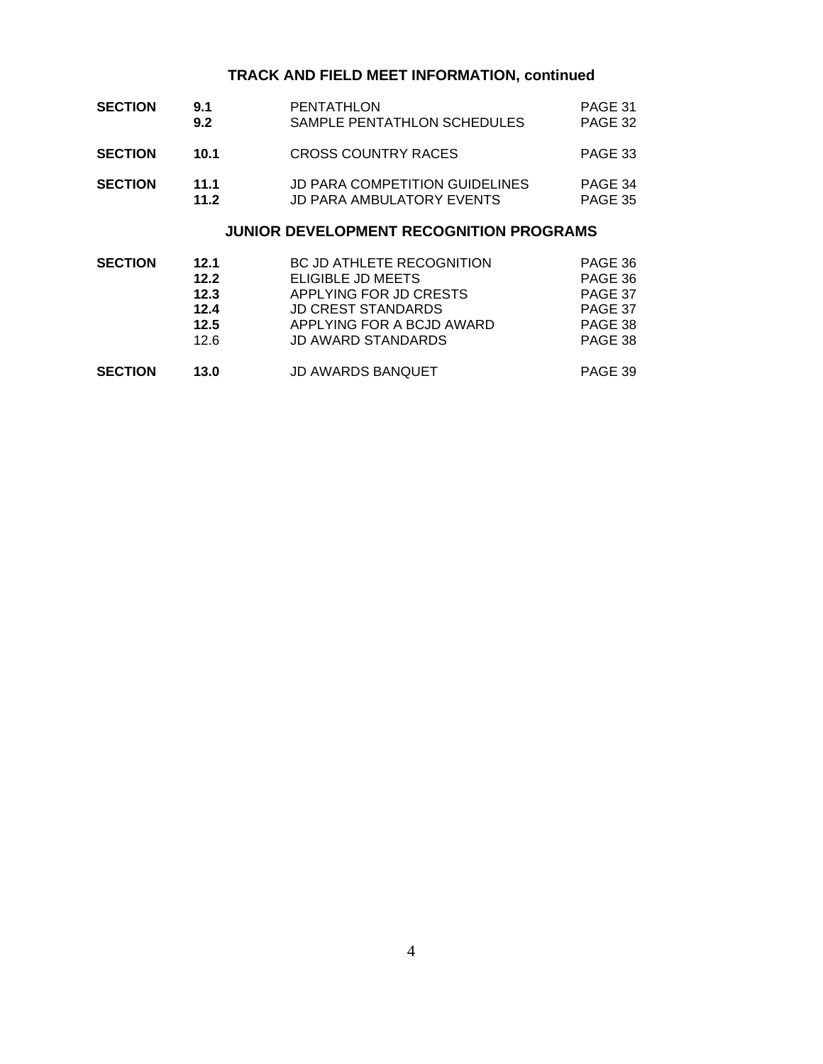## TRACK AND FIELD MEET INFORMATION, continued

| | | | |
|---|---|---|---|
| **SECTION** | **9.1** | PENTATHLON | PAGE 31 |
| | **9.2** | SAMPLE PENTATHLON SCHEDULES | PAGE 32 |
| **SECTION** | **10.1** | CROSS COUNTRY RACES | PAGE 33 |
| **SECTION** | **11.1** | JD PARA COMPETITION GUIDELINES | PAGE 34 |
| | **11.2** | JD PARA AMBULATORY EVENTS | PAGE 35 |

## JUNIOR DEVELOPMENT RECOGNITION PROGRAMS

| | | | |
|---|---|---|---|
| **SECTION** | **12.1** | BC JD ATHLETE RECOGNITION | PAGE 36 |
| | **12.2** | ELIGIBLE JD MEETS | PAGE 36 |
| | **12.3** | APPLYING FOR JD CRESTS | PAGE 37 |
| | **12.4** | JD CREST STANDARDS | PAGE 37 |
| | **12.5** | APPLYING FOR A BCJD AWARD | PAGE 38 |
| | 12.6 | JD AWARD STANDARDS | PAGE 38 |
| **SECTION** | **13.0** | JD AWARDS BANQUET | PAGE 39 |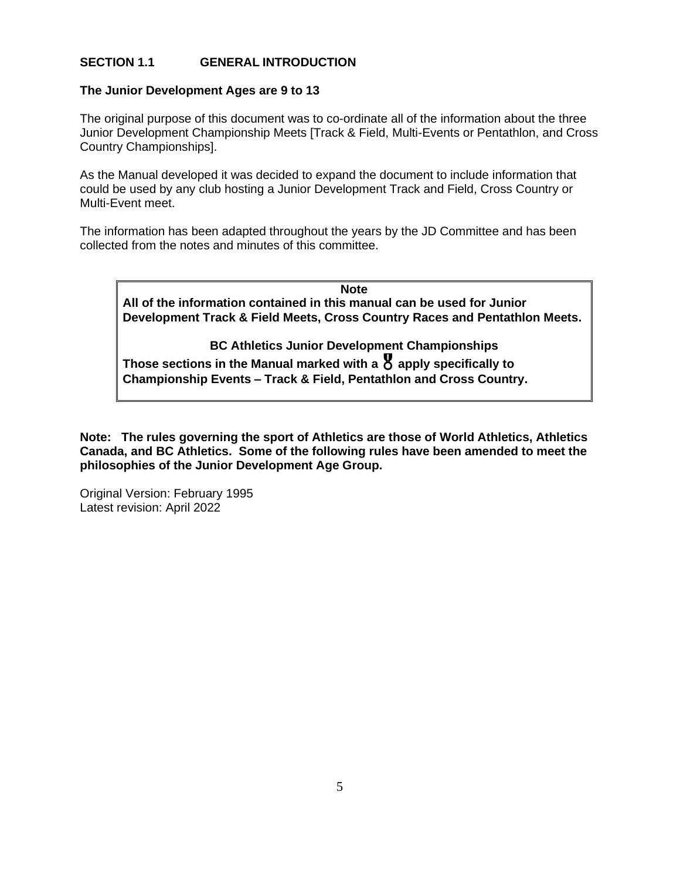## SECTION 1.1 GENERAL INTRODUCTION

**The Junior Development Ages are 9 to 13**

The original purpose of this document was to co-ordinate all of the information about the three Junior Development Championship Meets [Track & Field, Multi-Events or Pentathlon, and Cross Country Championships].

As the Manual developed it was decided to expand the document to include information that could be used by any club hosting a Junior Development Track and Field, Cross Country or Multi-Event meet.

The information has been adapted throughout the years by the JD Committee and has been collected from the notes and minutes of this committee.

> **Note**
> **All of the information contained in this manual can be used for Junior Development Track & Field Meets, Cross Country Races and Pentathlon Meets.**
>
> **BC Athletics Junior Development Championships**
> **Those sections in the Manual marked with a 🏅 apply specifically to Championship Events – Track & Field, Pentathlon and Cross Country.**

**Note: The rules governing the sport of Athletics are those of World Athletics, Athletics Canada, and BC Athletics. Some of the following rules have been amended to meet the philosophies of the Junior Development Age Group.**

Original Version: February 1995
Latest revision: April 2022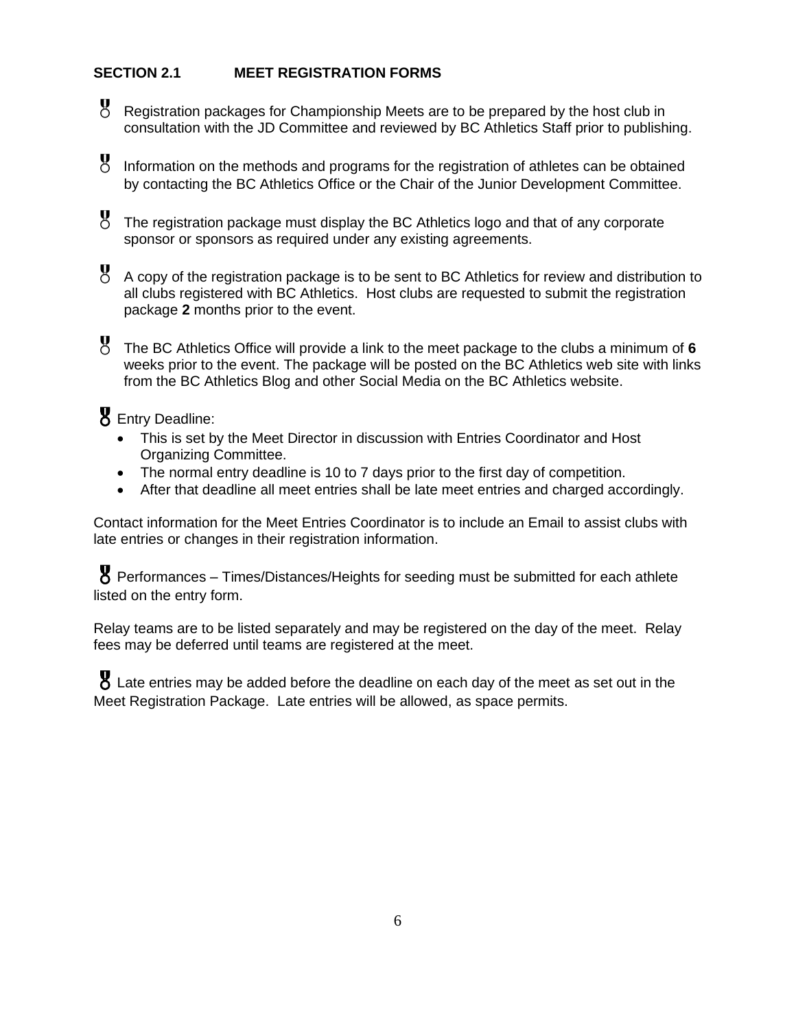### SECTION 2.1 MEET REGISTRATION FORMS

- Registration packages for Championship Meets are to be prepared by the host club in consultation with the JD Committee and reviewed by BC Athletics Staff prior to publishing.

- Information on the methods and programs for the registration of athletes can be obtained by contacting the BC Athletics Office or the Chair of the Junior Development Committee.

- The registration package must display the BC Athletics logo and that of any corporate sponsor or sponsors as required under any existing agreements.

- A copy of the registration package is to be sent to BC Athletics for review and distribution to all clubs registered with BC Athletics. Host clubs are requested to submit the registration package **2** months prior to the event.

- The BC Athletics Office will provide a link to the meet package to the clubs a minimum of **6** weeks prior to the event. The package will be posted on the BC Athletics web site with links from the BC Athletics Blog and other Social Media on the BC Athletics website.

- Entry Deadline:
  - This is set by the Meet Director in discussion with Entries Coordinator and Host Organizing Committee.
  - The normal entry deadline is 10 to 7 days prior to the first day of competition.
  - After that deadline all meet entries shall be late meet entries and charged accordingly.

Contact information for the Meet Entries Coordinator is to include an Email to assist clubs with late entries or changes in their registration information.

- Performances – Times/Distances/Heights for seeding must be submitted for each athlete listed on the entry form.

Relay teams are to be listed separately and may be registered on the day of the meet. Relay fees may be deferred until teams are registered at the meet.

- Late entries may be added before the deadline on each day of the meet as set out in the Meet Registration Package. Late entries will be allowed, as space permits.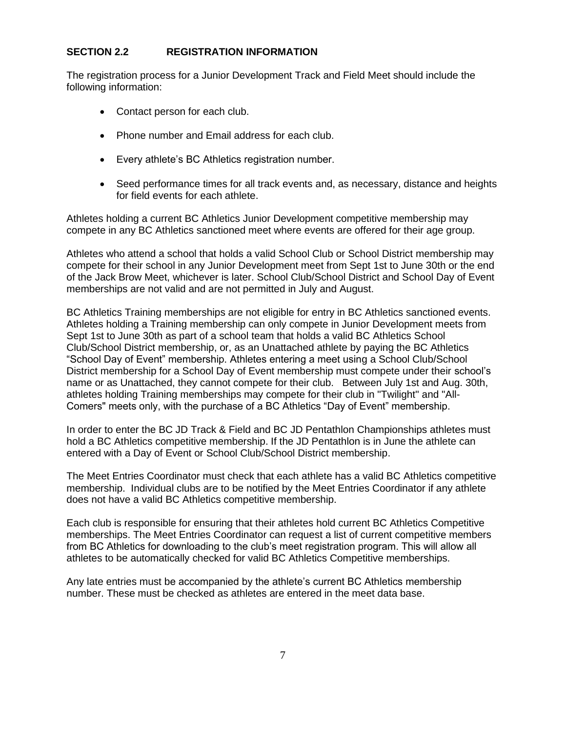## SECTION 2.2 REGISTRATION INFORMATION

The registration process for a Junior Development Track and Field Meet should include the following information:

- Contact person for each club.
- Phone number and Email address for each club.
- Every athlete's BC Athletics registration number.
- Seed performance times for all track events and, as necessary, distance and heights for field events for each athlete.

Athletes holding a current BC Athletics Junior Development competitive membership may compete in any BC Athletics sanctioned meet where events are offered for their age group.

Athletes who attend a school that holds a valid School Club or School District membership may compete for their school in any Junior Development meet from Sept 1st to June 30th or the end of the Jack Brow Meet, whichever is later. School Club/School District and School Day of Event memberships are not valid and are not permitted in July and August.

BC Athletics Training memberships are not eligible for entry in BC Athletics sanctioned events. Athletes holding a Training membership can only compete in Junior Development meets from Sept 1st to June 30th as part of a school team that holds a valid BC Athletics School Club/School District membership, or, as an Unattached athlete by paying the BC Athletics "School Day of Event" membership. Athletes entering a meet using a School Club/School District membership for a School Day of Event membership must compete under their school's name or as Unattached, they cannot compete for their club. Between July 1st and Aug. 30th, athletes holding Training memberships may compete for their club in "Twilight" and "All-Comers" meets only, with the purchase of a BC Athletics "Day of Event" membership.

In order to enter the BC JD Track & Field and BC JD Pentathlon Championships athletes must hold a BC Athletics competitive membership. If the JD Pentathlon is in June the athlete can entered with a Day of Event or School Club/School District membership.

The Meet Entries Coordinator must check that each athlete has a valid BC Athletics competitive membership. Individual clubs are to be notified by the Meet Entries Coordinator if any athlete does not have a valid BC Athletics competitive membership.

Each club is responsible for ensuring that their athletes hold current BC Athletics Competitive memberships. The Meet Entries Coordinator can request a list of current competitive members from BC Athletics for downloading to the club's meet registration program. This will allow all athletes to be automatically checked for valid BC Athletics Competitive memberships.

Any late entries must be accompanied by the athlete's current BC Athletics membership number. These must be checked as athletes are entered in the meet data base.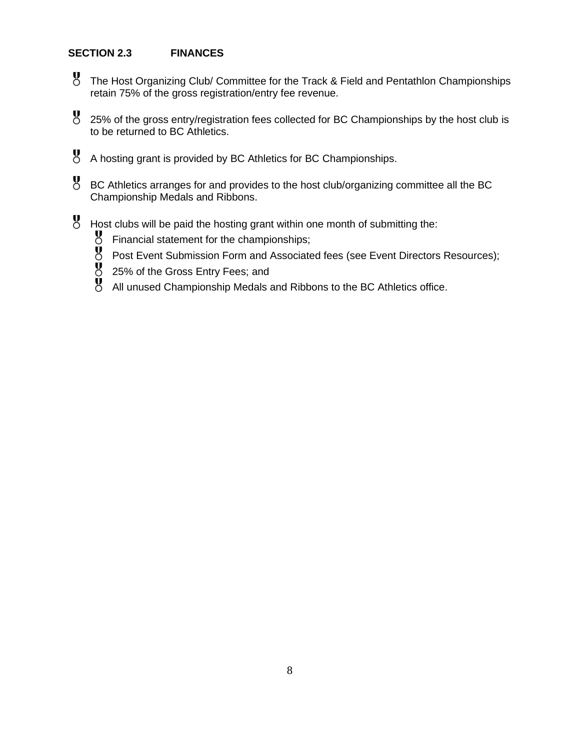## SECTION 2.3 FINANCES

- The Host Organizing Club/ Committee for the Track & Field and Pentathlon Championships retain 75% of the gross registration/entry fee revenue.

- 25% of the gross entry/registration fees collected for BC Championships by the host club is to be returned to BC Athletics.

- A hosting grant is provided by BC Athletics for BC Championships.

- BC Athletics arranges for and provides to the host club/organizing committee all the BC Championship Medals and Ribbons.

- Host clubs will be paid the hosting grant within one month of submitting the:
  - Financial statement for the championships;
  - Post Event Submission Form and Associated fees (see Event Directors Resources);
  - 25% of the Gross Entry Fees; and
  - All unused Championship Medals and Ribbons to the BC Athletics office.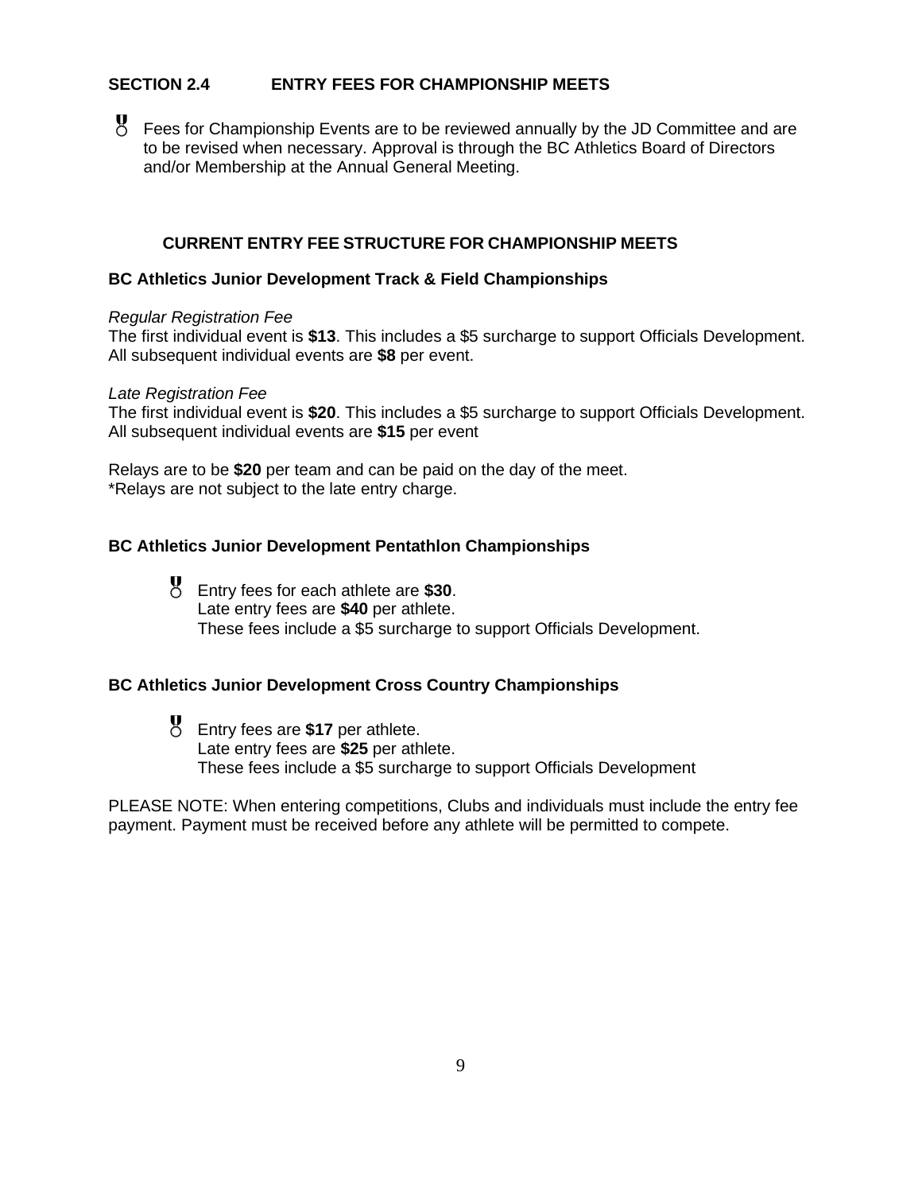## SECTION 2.4 ENTRY FEES FOR CHAMPIONSHIP MEETS

- Fees for Championship Events are to be reviewed annually by the JD Committee and are to be revised when necessary. Approval is through the BC Athletics Board of Directors and/or Membership at the Annual General Meeting.

### CURRENT ENTRY FEE STRUCTURE FOR CHAMPIONSHIP MEETS

**BC Athletics Junior Development Track & Field Championships**

*Regular Registration Fee*
The first individual event is **$13**. This includes a $5 surcharge to support Officials Development. All subsequent individual events are **$8** per event.

*Late Registration Fee*
The first individual event is **$20**. This includes a $5 surcharge to support Officials Development. All subsequent individual events are **$15** per event

Relays are to be **$20** per team and can be paid on the day of the meet.
*Relays are not subject to the late entry charge.

**BC Athletics Junior Development Pentathlon Championships**

- Entry fees for each athlete are **$30**.
  Late entry fees are **$40** per athlete.
  These fees include a $5 surcharge to support Officials Development.

**BC Athletics Junior Development Cross Country Championships**

- Entry fees are **$17** per athlete.
  Late entry fees are **$25** per athlete.
  These fees include a $5 surcharge to support Officials Development

PLEASE NOTE: When entering competitions, Clubs and individuals must include the entry fee payment. Payment must be received before any athlete will be permitted to compete.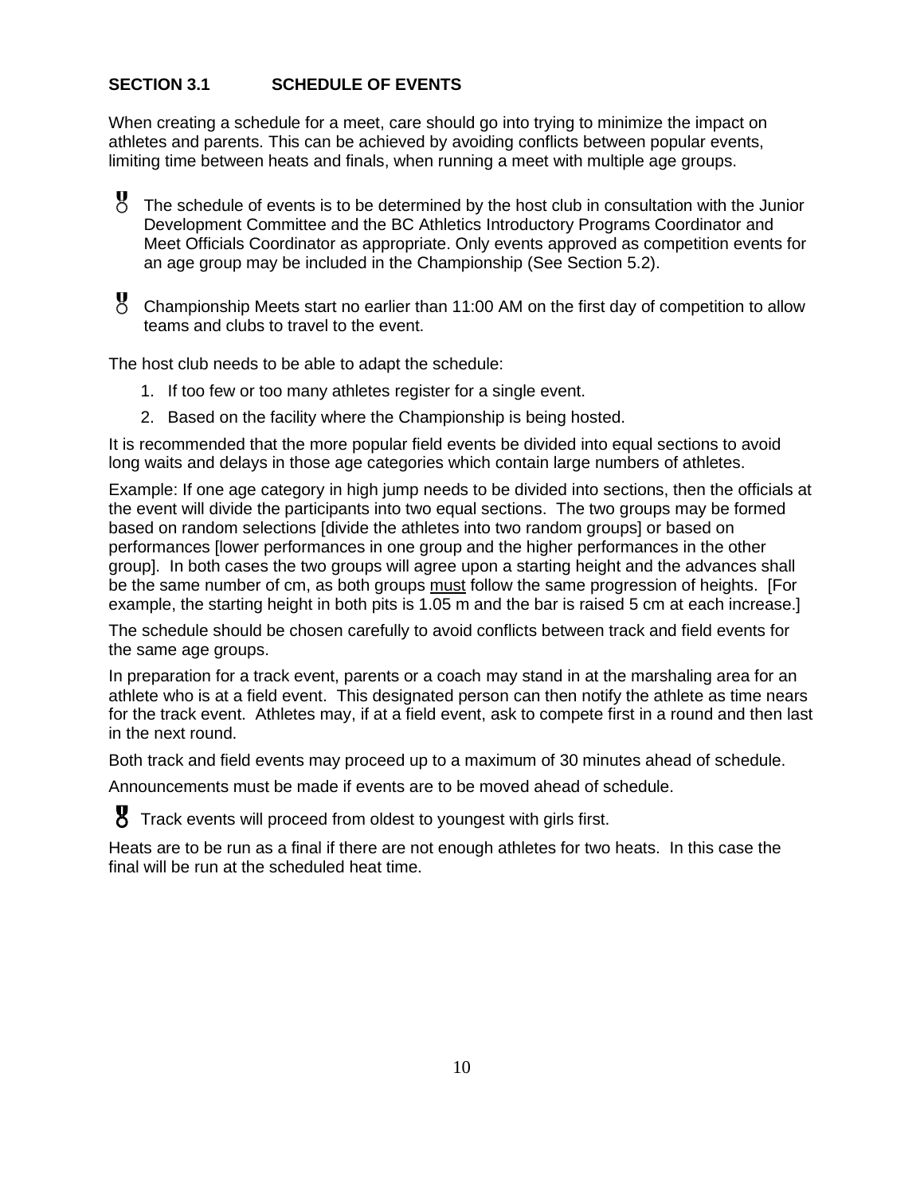## SECTION 3.1 SCHEDULE OF EVENTS

When creating a schedule for a meet, care should go into trying to minimize the impact on athletes and parents. This can be achieved by avoiding conflicts between popular events, limiting time between heats and finals, when running a meet with multiple age groups.

- The schedule of events is to be determined by the host club in consultation with the Junior Development Committee and the BC Athletics Introductory Programs Coordinator and Meet Officials Coordinator as appropriate. Only events approved as competition events for an age group may be included in the Championship (See Section 5.2).

- Championship Meets start no earlier than 11:00 AM on the first day of competition to allow teams and clubs to travel to the event.

The host club needs to be able to adapt the schedule:

1. If too few or too many athletes register for a single event.
2. Based on the facility where the Championship is being hosted.

It is recommended that the more popular field events be divided into equal sections to avoid long waits and delays in those age categories which contain large numbers of athletes.

Example: If one age category in high jump needs to be divided into sections, then the officials at the event will divide the participants into two equal sections. The two groups may be formed based on random selections [divide the athletes into two random groups] or based on performances [lower performances in one group and the higher performances in the other group]. In both cases the two groups will agree upon a starting height and the advances shall be the same number of cm, as both groups <u>must</u> follow the same progression of heights. [For example, the starting height in both pits is 1.05 m and the bar is raised 5 cm at each increase.]

The schedule should be chosen carefully to avoid conflicts between track and field events for the same age groups.

In preparation for a track event, parents or a coach may stand in at the marshaling area for an athlete who is at a field event. This designated person can then notify the athlete as time nears for the track event. Athletes may, if at a field event, ask to compete first in a round and then last in the next round.

Both track and field events may proceed up to a maximum of 30 minutes ahead of schedule.

Announcements must be made if events are to be moved ahead of schedule.

- Track events will proceed from oldest to youngest with girls first.

Heats are to be run as a final if there are not enough athletes for two heats. In this case the final will be run at the scheduled heat time.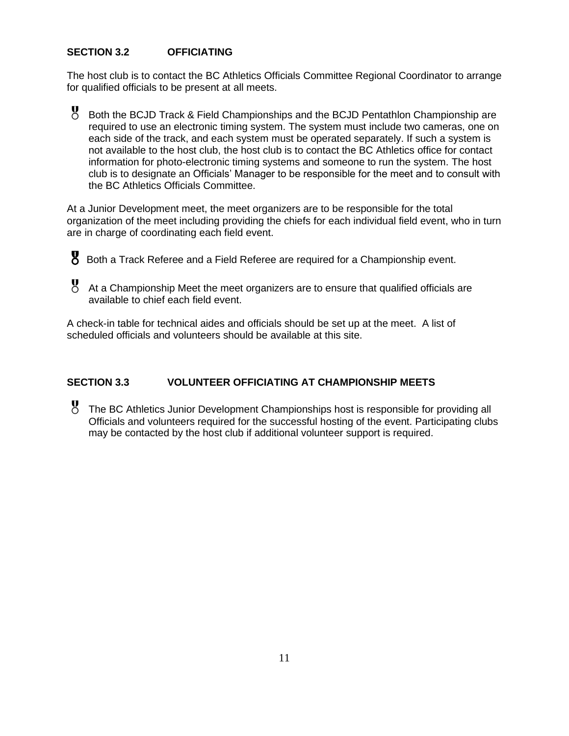## SECTION 3.2 OFFICIATING

The host club is to contact the BC Athletics Officials Committee Regional Coordinator to arrange for qualified officials to be present at all meets.

- Both the BCJD Track & Field Championships and the BCJD Pentathlon Championship are required to use an electronic timing system. The system must include two cameras, one on each side of the track, and each system must be operated separately. If such a system is not available to the host club, the host club is to contact the BC Athletics office for contact information for photo-electronic timing systems and someone to run the system. The host club is to designate an Officials' Manager to be responsible for the meet and to consult with the BC Athletics Officials Committee.

At a Junior Development meet, the meet organizers are to be responsible for the total organization of the meet including providing the chiefs for each individual field event, who in turn are in charge of coordinating each field event.

- Both a Track Referee and a Field Referee are required for a Championship event.
- At a Championship Meet the meet organizers are to ensure that qualified officials are available to chief each field event.

A check-in table for technical aides and officials should be set up at the meet. A list of scheduled officials and volunteers should be available at this site.

## SECTION 3.3 VOLUNTEER OFFICIATING AT CHAMPIONSHIP MEETS

- The BC Athletics Junior Development Championships host is responsible for providing all Officials and volunteers required for the successful hosting of the event. Participating clubs may be contacted by the host club if additional volunteer support is required.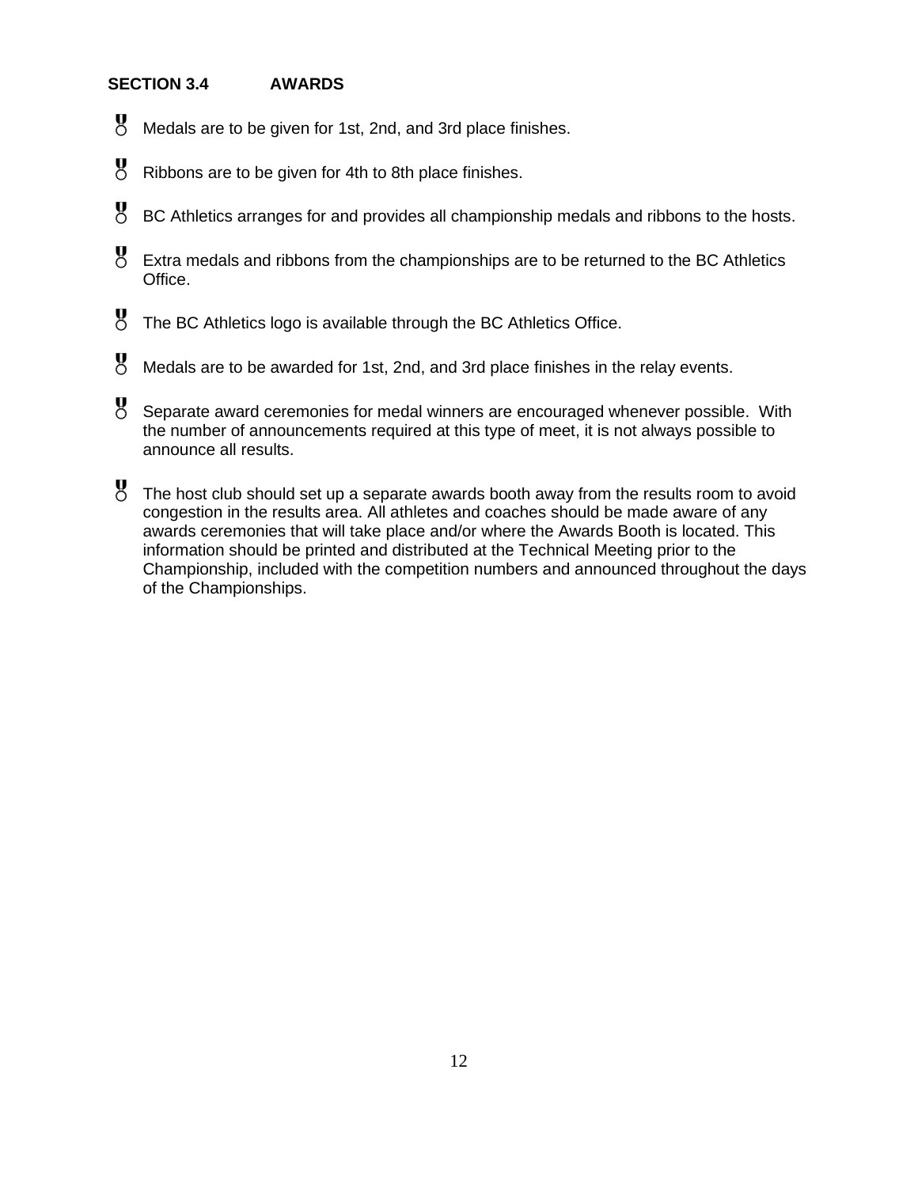## SECTION 3.4 AWARDS

- Medals are to be given for 1st, 2nd, and 3rd place finishes.
- Ribbons are to be given for 4th to 8th place finishes.
- BC Athletics arranges for and provides all championship medals and ribbons to the hosts.
- Extra medals and ribbons from the championships are to be returned to the BC Athletics Office.
- The BC Athletics logo is available through the BC Athletics Office.
- Medals are to be awarded for 1st, 2nd, and 3rd place finishes in the relay events.
- Separate award ceremonies for medal winners are encouraged whenever possible. With the number of announcements required at this type of meet, it is not always possible to announce all results.
- The host club should set up a separate awards booth away from the results room to avoid congestion in the results area. All athletes and coaches should be made aware of any awards ceremonies that will take place and/or where the Awards Booth is located. This information should be printed and distributed at the Technical Meeting prior to the Championship, included with the competition numbers and announced throughout the days of the Championships.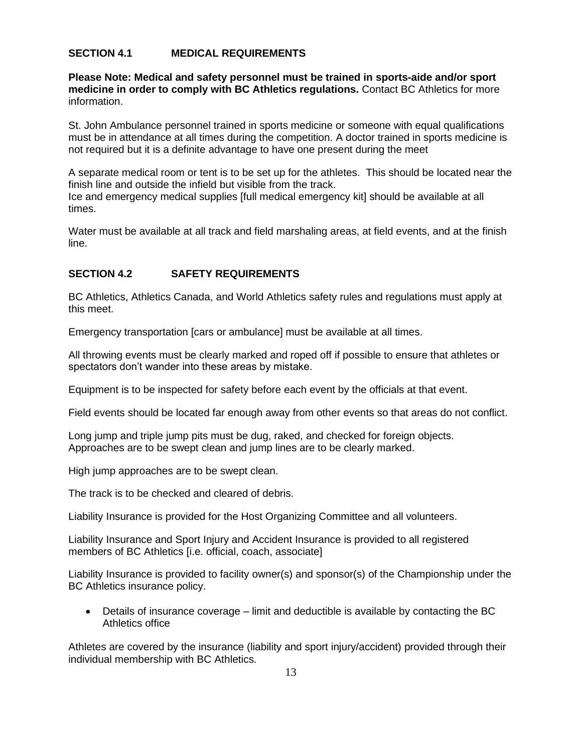## SECTION 4.1 MEDICAL REQUIREMENTS

**Please Note: Medical and safety personnel must be trained in sports-aide and/or sport medicine in order to comply with BC Athletics regulations.** Contact BC Athletics for more information.

St. John Ambulance personnel trained in sports medicine or someone with equal qualifications must be in attendance at all times during the competition. A doctor trained in sports medicine is not required but it is a definite advantage to have one present during the meet

A separate medical room or tent is to be set up for the athletes. This should be located near the finish line and outside the infield but visible from the track.
Ice and emergency medical supplies [full medical emergency kit] should be available at all times.

Water must be available at all track and field marshaling areas, at field events, and at the finish line.

## SECTION 4.2 SAFETY REQUIREMENTS

BC Athletics, Athletics Canada, and World Athletics safety rules and regulations must apply at this meet.

Emergency transportation [cars or ambulance] must be available at all times.

All throwing events must be clearly marked and roped off if possible to ensure that athletes or spectators don't wander into these areas by mistake.

Equipment is to be inspected for safety before each event by the officials at that event.

Field events should be located far enough away from other events so that areas do not conflict.

Long jump and triple jump pits must be dug, raked, and checked for foreign objects. Approaches are to be swept clean and jump lines are to be clearly marked.

High jump approaches are to be swept clean.

The track is to be checked and cleared of debris.

Liability Insurance is provided for the Host Organizing Committee and all volunteers.

Liability Insurance and Sport Injury and Accident Insurance is provided to all registered members of BC Athletics [i.e. official, coach, associate]

Liability Insurance is provided to facility owner(s) and sponsor(s) of the Championship under the BC Athletics insurance policy.

- Details of insurance coverage – limit and deductible is available by contacting the BC Athletics office

Athletes are covered by the insurance (liability and sport injury/accident) provided through their individual membership with BC Athletics.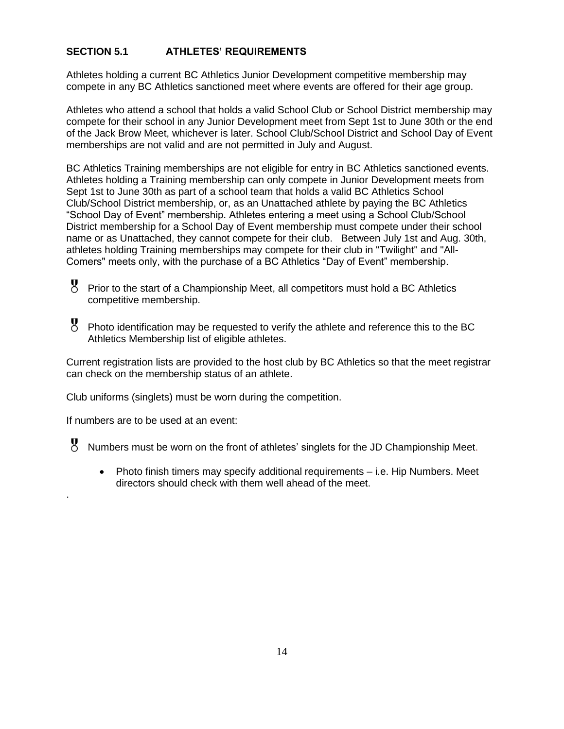## SECTION 5.1 ATHLETES' REQUIREMENTS

Athletes holding a current BC Athletics Junior Development competitive membership may compete in any BC Athletics sanctioned meet where events are offered for their age group.

Athletes who attend a school that holds a valid School Club or School District membership may compete for their school in any Junior Development meet from Sept 1st to June 30th or the end of the Jack Brow Meet, whichever is later. School Club/School District and School Day of Event memberships are not valid and are not permitted in July and August.

BC Athletics Training memberships are not eligible for entry in BC Athletics sanctioned events. Athletes holding a Training membership can only compete in Junior Development meets from Sept 1st to June 30th as part of a school team that holds a valid BC Athletics School Club/School District membership, or, as an Unattached athlete by paying the BC Athletics "School Day of Event" membership. Athletes entering a meet using a School Club/School District membership for a School Day of Event membership must compete under their school name or as Unattached, they cannot compete for their club. Between July 1st and Aug. 30th, athletes holding Training memberships may compete for their club in "Twilight" and "All-Comers" meets only, with the purchase of a BC Athletics "Day of Event" membership.

- Prior to the start of a Championship Meet, all competitors must hold a BC Athletics competitive membership.
- Photo identification may be requested to verify the athlete and reference this to the BC Athletics Membership list of eligible athletes.

Current registration lists are provided to the host club by BC Athletics so that the meet registrar can check on the membership status of an athlete.

Club uniforms (singlets) must be worn during the competition.

If numbers are to be used at an event:

- Numbers must be worn on the front of athletes' singlets for the JD Championship Meet.
  - Photo finish timers may specify additional requirements – i.e. Hip Numbers. Meet directors should check with them well ahead of the meet.

.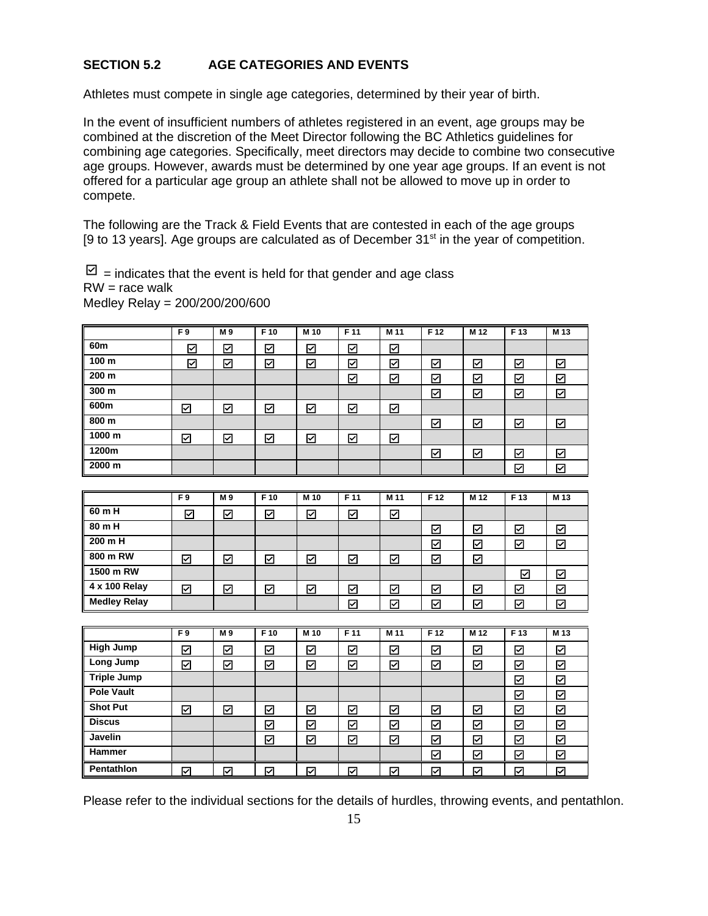## SECTION 5.2 AGE CATEGORIES AND EVENTS

Athletes must compete in single age categories, determined by their year of birth.

In the event of insufficient numbers of athletes registered in an event, age groups may be combined at the discretion of the Meet Director following the BC Athletics guidelines for combining age categories. Specifically, meet directors may decide to combine two consecutive age groups. However, awards must be determined by one year age groups. If an event is not offered for a particular age group an athlete shall not be allowed to move up in order to compete.

The following are the Track & Field Events that are contested in each of the age groups [9 to 13 years]. Age groups are calculated as of December 31st in the year of competition.

☑ = indicates that the event is held for that gender and age class
RW = race walk
Medley Relay = 200/200/200/600

| | F 9 | M 9 | F 10 | M 10 | F 11 | M 11 | F 12 | M 12 | F 13 | M 13 |
|---|---|---|---|---|---|---|---|---|---|---|
| 60m | ☑ | ☑ | ☑ | ☑ | ☑ | ☑ | | | | |
| 100 m | ☑ | ☑ | ☑ | ☑ | ☑ | ☑ | ☑ | ☑ | ☑ | ☑ |
| 200 m | | | | | ☑ | ☑ | ☑ | ☑ | ☑ | ☑ |
| 300 m | | | | | | | ☑ | ☑ | ☑ | ☑ |
| 600m | ☑ | ☑ | ☑ | ☑ | ☑ | ☑ | | | | |
| 800 m | | | | | | | ☑ | ☑ | ☑ | ☑ |
| 1000 m | ☑ | ☑ | ☑ | ☑ | ☑ | ☑ | | | | |
| 1200m | | | | | | | ☑ | ☑ | ☑ | ☑ |
| 2000 m | | | | | | | | | ☑ | ☑ |

| | F 9 | M 9 | F 10 | M 10 | F 11 | M 11 | F 12 | M 12 | F 13 | M 13 |
|---|---|---|---|---|---|---|---|---|---|---|
| 60 m H | ☑ | ☑ | ☑ | ☑ | ☑ | ☑ | | | | |
| 80 m H | | | | | | | ☑ | ☑ | ☑ | ☑ |
| 200 m H | | | | | | | ☑ | ☑ | ☑ | ☑ |
| 800 m RW | ☑ | ☑ | ☑ | ☑ | ☑ | ☑ | ☑ | ☑ | | |
| 1500 m RW | | | | | | | | | ☑ | ☑ |
| 4 x 100 Relay | ☑ | ☑ | ☑ | ☑ | ☑ | ☑ | ☑ | ☑ | ☑ | ☑ |
| Medley Relay | | | | | ☑ | ☑ | ☑ | ☑ | ☑ | ☑ |

| | F 9 | M 9 | F 10 | M 10 | F 11 | M 11 | F 12 | M 12 | F 13 | M 13 |
|---|---|---|---|---|---|---|---|---|---|---|
| High Jump | ☑ | ☑ | ☑ | ☑ | ☑ | ☑ | ☑ | ☑ | ☑ | ☑ |
| Long Jump | ☑ | ☑ | ☑ | ☑ | ☑ | ☑ | ☑ | ☑ | ☑ | ☑ |
| Triple Jump | | | | | | | | | ☑ | ☑ |
| Pole Vault | | | | | | | | | ☑ | ☑ |
| Shot Put | ☑ | ☑ | ☑ | ☑ | ☑ | ☑ | ☑ | ☑ | ☑ | ☑ |
| Discus | | | ☑ | ☑ | ☑ | ☑ | ☑ | ☑ | ☑ | ☑ |
| Javelin | | | ☑ | ☑ | ☑ | ☑ | ☑ | ☑ | ☑ | ☑ |
| Hammer | | | | | | | ☑ | ☑ | ☑ | ☑ |
| Pentathlon | ☑ | ☑ | ☑ | ☑ | ☑ | ☑ | ☑ | ☑ | ☑ | ☑ |

Please refer to the individual sections for the details of hurdles, throwing events, and pentathlon.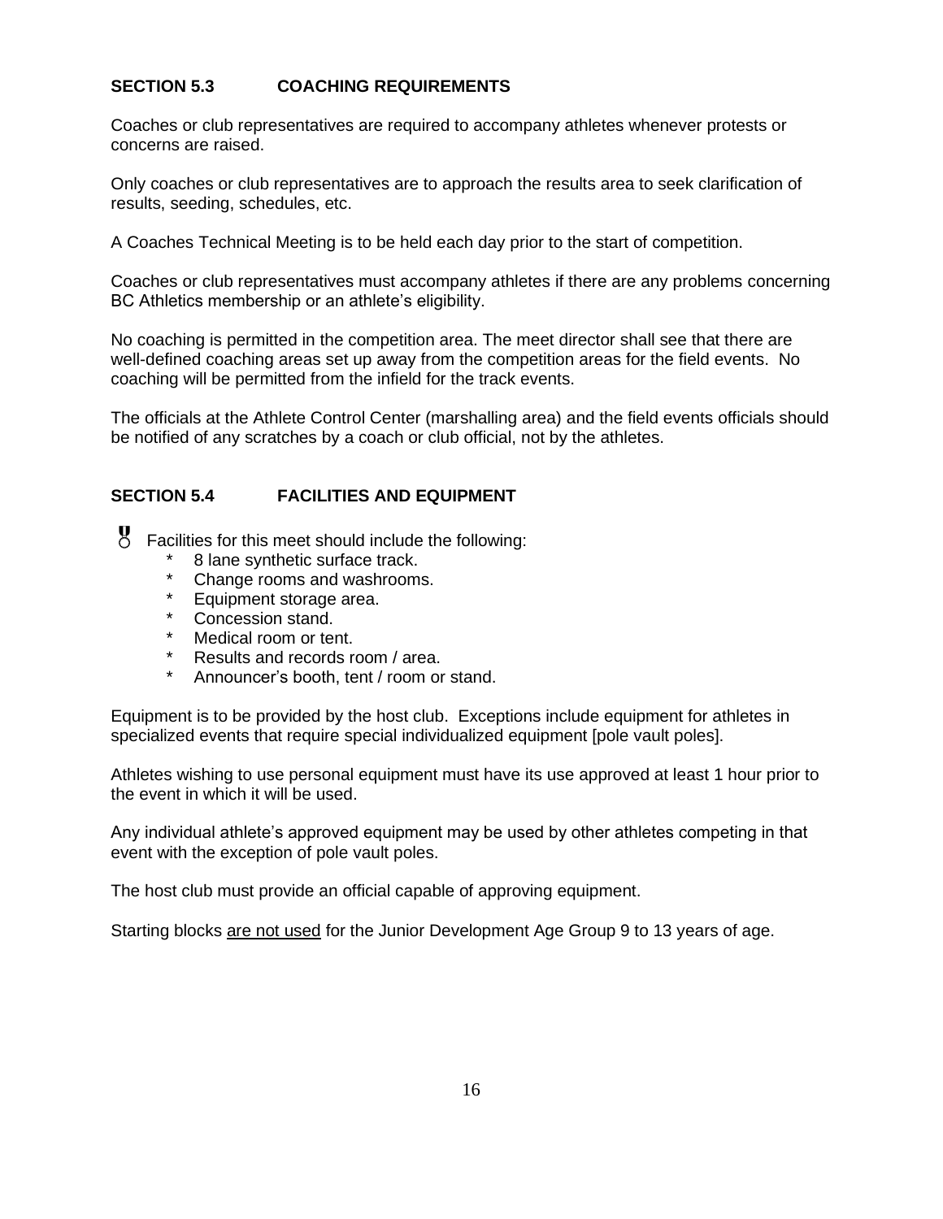## SECTION 5.3 COACHING REQUIREMENTS

Coaches or club representatives are required to accompany athletes whenever protests or concerns are raised.

Only coaches or club representatives are to approach the results area to seek clarification of results, seeding, schedules, etc.

A Coaches Technical Meeting is to be held each day prior to the start of competition.

Coaches or club representatives must accompany athletes if there are any problems concerning BC Athletics membership or an athlete's eligibility.

No coaching is permitted in the competition area. The meet director shall see that there are well-defined coaching areas set up away from the competition areas for the field events. No coaching will be permitted from the infield for the track events.

The officials at the Athlete Control Center (marshalling area) and the field events officials should be notified of any scratches by a coach or club official, not by the athletes.

## SECTION 5.4 FACILITIES AND EQUIPMENT

Facilities for this meet should include the following:

* 8 lane synthetic surface track.
* Change rooms and washrooms.
* Equipment storage area.
* Concession stand.
* Medical room or tent.
* Results and records room / area.
* Announcer's booth, tent / room or stand.

Equipment is to be provided by the host club. Exceptions include equipment for athletes in specialized events that require special individualized equipment [pole vault poles].

Athletes wishing to use personal equipment must have its use approved at least 1 hour prior to the event in which it will be used.

Any individual athlete's approved equipment may be used by other athletes competing in that event with the exception of pole vault poles.

The host club must provide an official capable of approving equipment.

Starting blocks <u>are not used</u> for the Junior Development Age Group 9 to 13 years of age.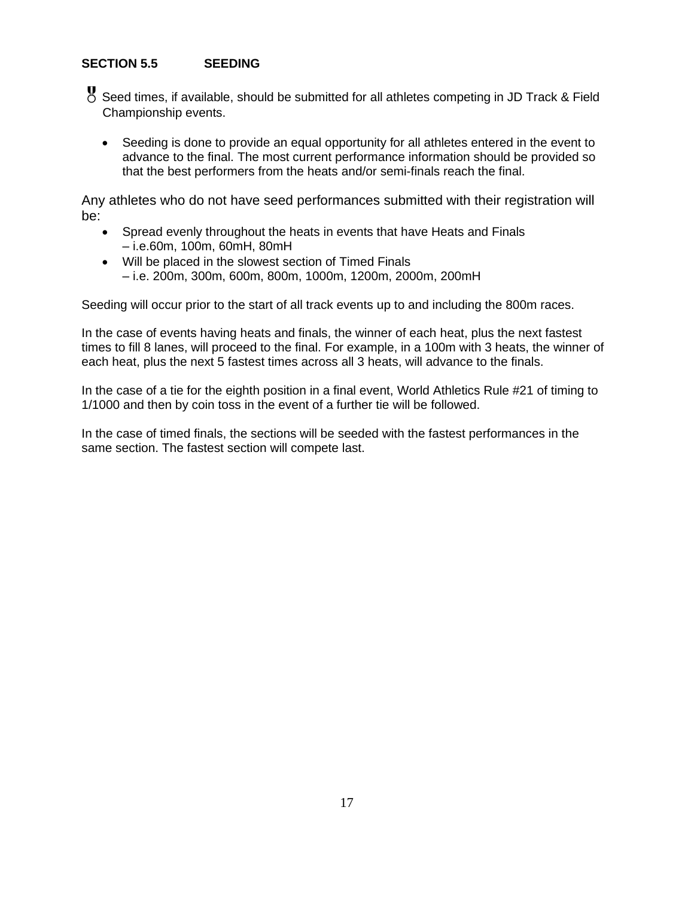**SECTION 5.5 SEEDING**

- Seed times, if available, should be submitted for all athletes competing in JD Track & Field Championship events.

  - Seeding is done to provide an equal opportunity for all athletes entered in the event to advance to the final. The most current performance information should be provided so that the best performers from the heats and/or semi-finals reach the final.

Any athletes who do not have seed performances submitted with their registration will be:

- Spread evenly throughout the heats in events that have Heats and Finals – i.e.60m, 100m, 60mH, 80mH
- Will be placed in the slowest section of Timed Finals – i.e. 200m, 300m, 600m, 800m, 1000m, 1200m, 2000m, 200mH

Seeding will occur prior to the start of all track events up to and including the 800m races.

In the case of events having heats and finals, the winner of each heat, plus the next fastest times to fill 8 lanes, will proceed to the final. For example, in a 100m with 3 heats, the winner of each heat, plus the next 5 fastest times across all 3 heats, will advance to the finals.

In the case of a tie for the eighth position in a final event, World Athletics Rule #21 of timing to 1/1000 and then by coin toss in the event of a further tie will be followed.

In the case of timed finals, the sections will be seeded with the fastest performances in the same section. The fastest section will compete last.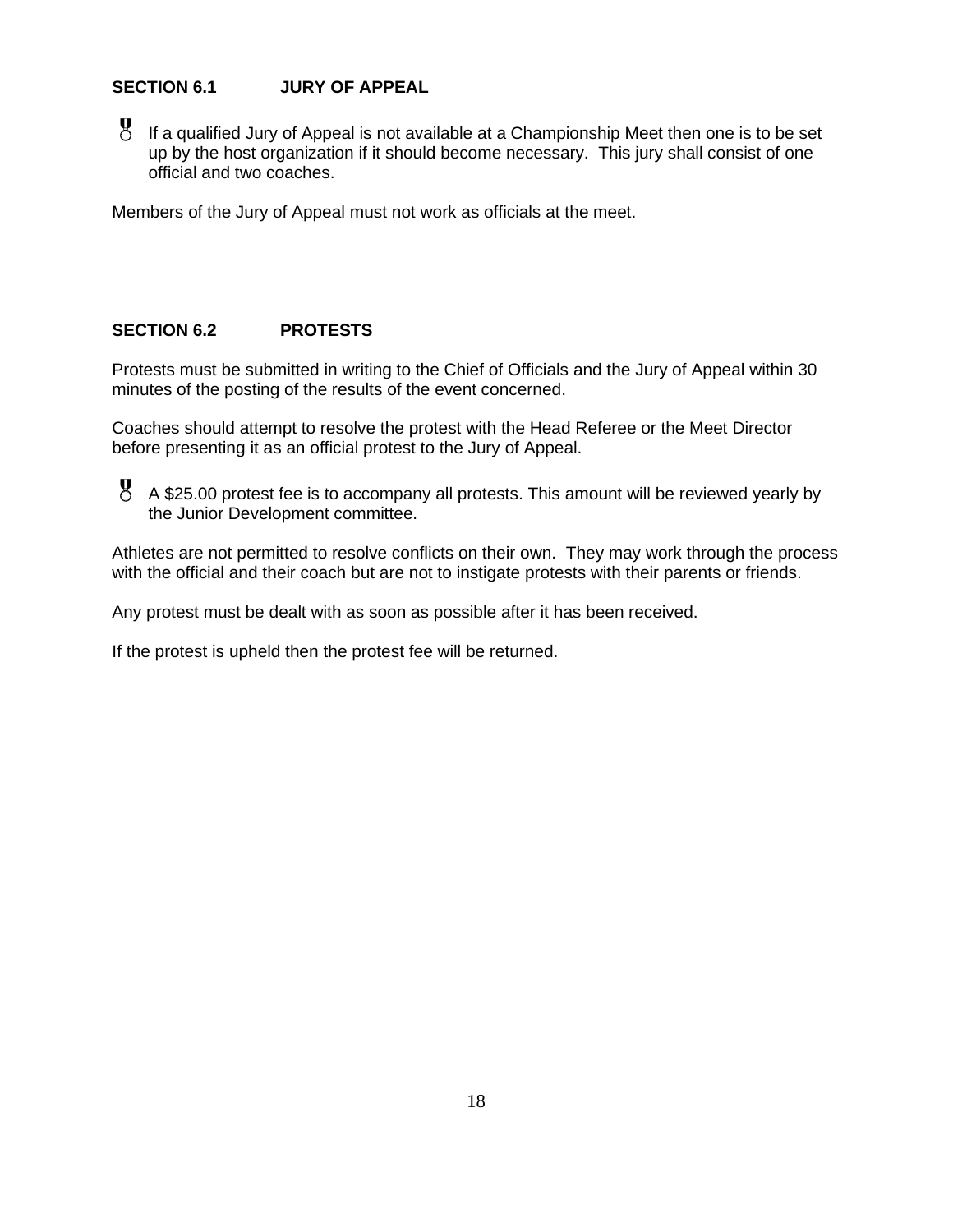## SECTION 6.1 JURY OF APPEAL

- If a qualified Jury of Appeal is not available at a Championship Meet then one is to be set up by the host organization if it should become necessary. This jury shall consist of one official and two coaches.

Members of the Jury of Appeal must not work as officials at the meet.

## SECTION 6.2 PROTESTS

Protests must be submitted in writing to the Chief of Officials and the Jury of Appeal within 30 minutes of the posting of the results of the event concerned.

Coaches should attempt to resolve the protest with the Head Referee or the Meet Director before presenting it as an official protest to the Jury of Appeal.

- A $25.00 protest fee is to accompany all protests. This amount will be reviewed yearly by the Junior Development committee.

Athletes are not permitted to resolve conflicts on their own. They may work through the process with the official and their coach but are not to instigate protests with their parents or friends.

Any protest must be dealt with as soon as possible after it has been received.

If the protest is upheld then the protest fee will be returned.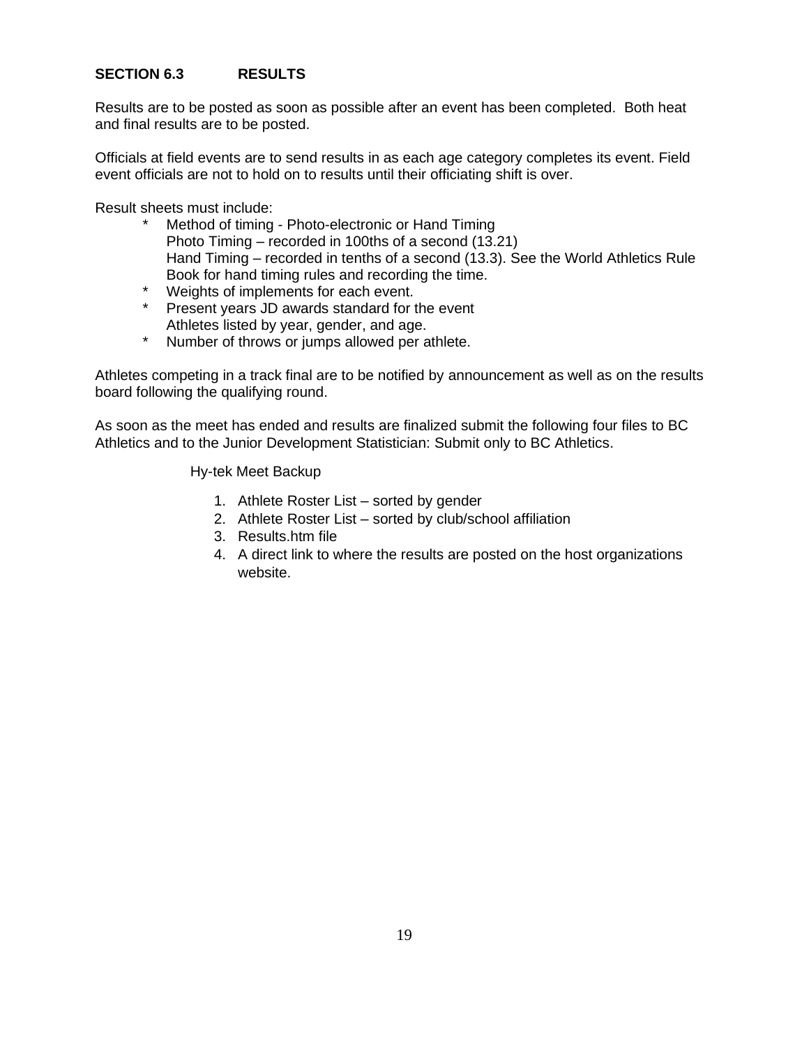### SECTION 6.3 RESULTS

Results are to be posted as soon as possible after an event has been completed. Both heat and final results are to be posted.

Officials at field events are to send results in as each age category completes its event. Field event officials are not to hold on to results until their officiating shift is over.

Result sheets must include:

- Method of timing - Photo-electronic or Hand Timing
  Photo Timing – recorded in 100ths of a second (13.21)
  Hand Timing – recorded in tenths of a second (13.3). See the World Athletics Rule Book for hand timing rules and recording the time.
- Weights of implements for each event.
- Present years JD awards standard for the event
  Athletes listed by year, gender, and age.
- Number of throws or jumps allowed per athlete.

Athletes competing in a track final are to be notified by announcement as well as on the results board following the qualifying round.

As soon as the meet has ended and results are finalized submit the following four files to BC Athletics and to the Junior Development Statistician: Submit only to BC Athletics.

Hy-tek Meet Backup

1. Athlete Roster List – sorted by gender
2. Athlete Roster List – sorted by club/school affiliation
3. Results.htm file
4. A direct link to where the results are posted on the host organizations website.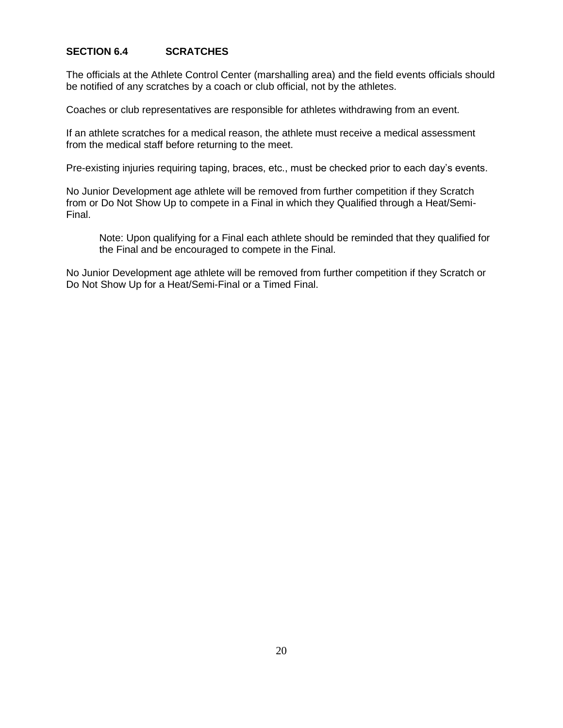### SECTION 6.4 SCRATCHES

The officials at the Athlete Control Center (marshalling area) and the field events officials should be notified of any scratches by a coach or club official, not by the athletes.

Coaches or club representatives are responsible for athletes withdrawing from an event.

If an athlete scratches for a medical reason, the athlete must receive a medical assessment from the medical staff before returning to the meet.

Pre-existing injuries requiring taping, braces, etc., must be checked prior to each day's events.

No Junior Development age athlete will be removed from further competition if they Scratch from or Do Not Show Up to compete in a Final in which they Qualified through a Heat/Semi-Final.

> Note: Upon qualifying for a Final each athlete should be reminded that they qualified for the Final and be encouraged to compete in the Final.

No Junior Development age athlete will be removed from further competition if they Scratch or Do Not Show Up for a Heat/Semi-Final or a Timed Final.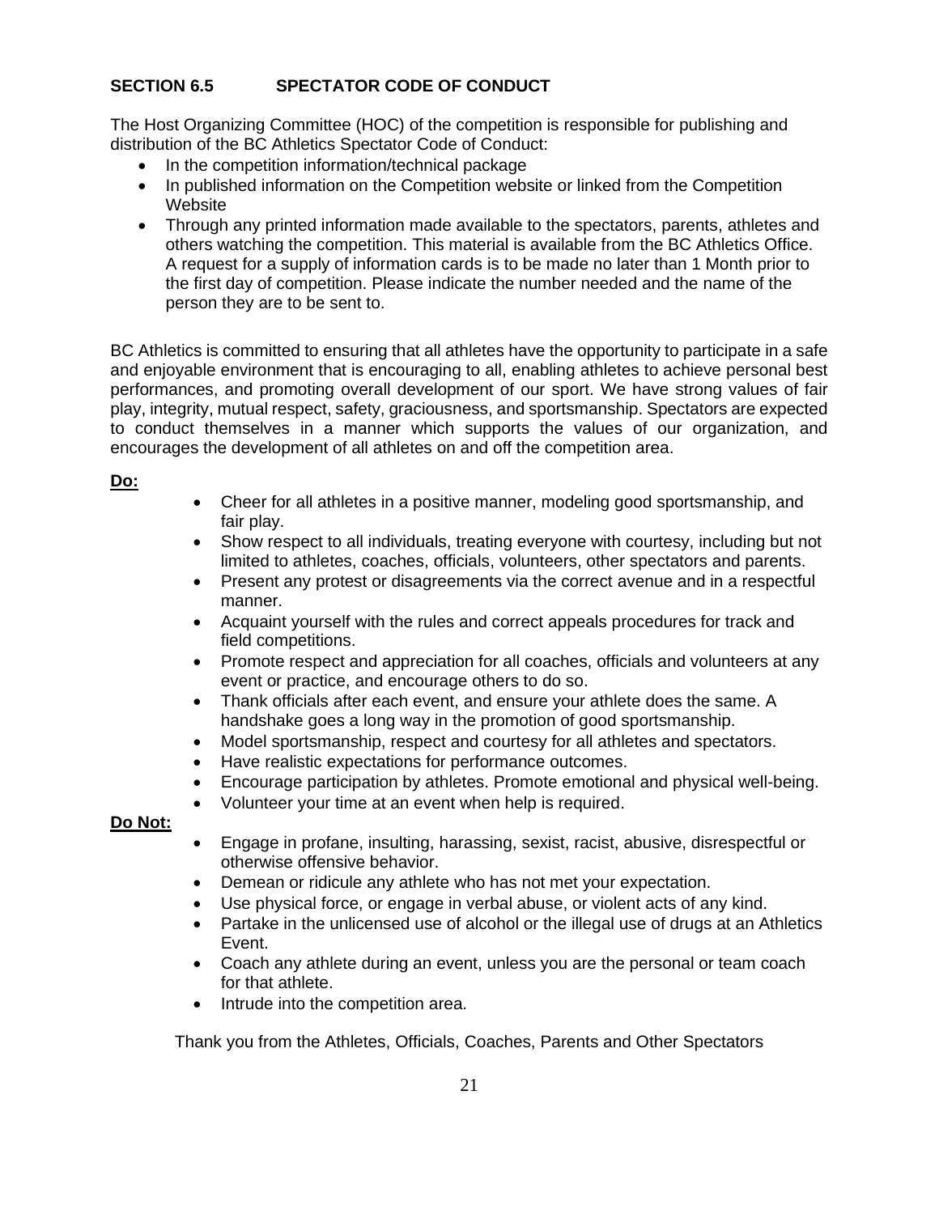## SECTION 6.5 SPECTATOR CODE OF CONDUCT

The Host Organizing Committee (HOC) of the competition is responsible for publishing and distribution of the BC Athletics Spectator Code of Conduct:

- In the competition information/technical package
- In published information on the Competition website or linked from the Competition Website
- Through any printed information made available to the spectators, parents, athletes and others watching the competition. This material is available from the BC Athletics Office. A request for a supply of information cards is to be made no later than 1 Month prior to the first day of competition. Please indicate the number needed and the name of the person they are to be sent to.

BC Athletics is committed to ensuring that all athletes have the opportunity to participate in a safe and enjoyable environment that is encouraging to all, enabling athletes to achieve personal best performances, and promoting overall development of our sport. We have strong values of fair play, integrity, mutual respect, safety, graciousness, and sportsmanship. Spectators are expected to conduct themselves in a manner which supports the values of our organization, and encourages the development of all athletes on and off the competition area.

**Do:**

- Cheer for all athletes in a positive manner, modeling good sportsmanship, and fair play.
- Show respect to all individuals, treating everyone with courtesy, including but not limited to athletes, coaches, officials, volunteers, other spectators and parents.
- Present any protest or disagreements via the correct avenue and in a respectful manner.
- Acquaint yourself with the rules and correct appeals procedures for track and field competitions.
- Promote respect and appreciation for all coaches, officials and volunteers at any event or practice, and encourage others to do so.
- Thank officials after each event, and ensure your athlete does the same. A handshake goes a long way in the promotion of good sportsmanship.
- Model sportsmanship, respect and courtesy for all athletes and spectators.
- Have realistic expectations for performance outcomes.
- Encourage participation by athletes. Promote emotional and physical well-being.
- Volunteer your time at an event when help is required.

**Do Not:**

- Engage in profane, insulting, harassing, sexist, racist, abusive, disrespectful or otherwise offensive behavior.
- Demean or ridicule any athlete who has not met your expectation.
- Use physical force, or engage in verbal abuse, or violent acts of any kind.
- Partake in the unlicensed use of alcohol or the illegal use of drugs at an Athletics Event.
- Coach any athlete during an event, unless you are the personal or team coach for that athlete.
- Intrude into the competition area.

Thank you from the Athletes, Officials, Coaches, Parents and Other Spectators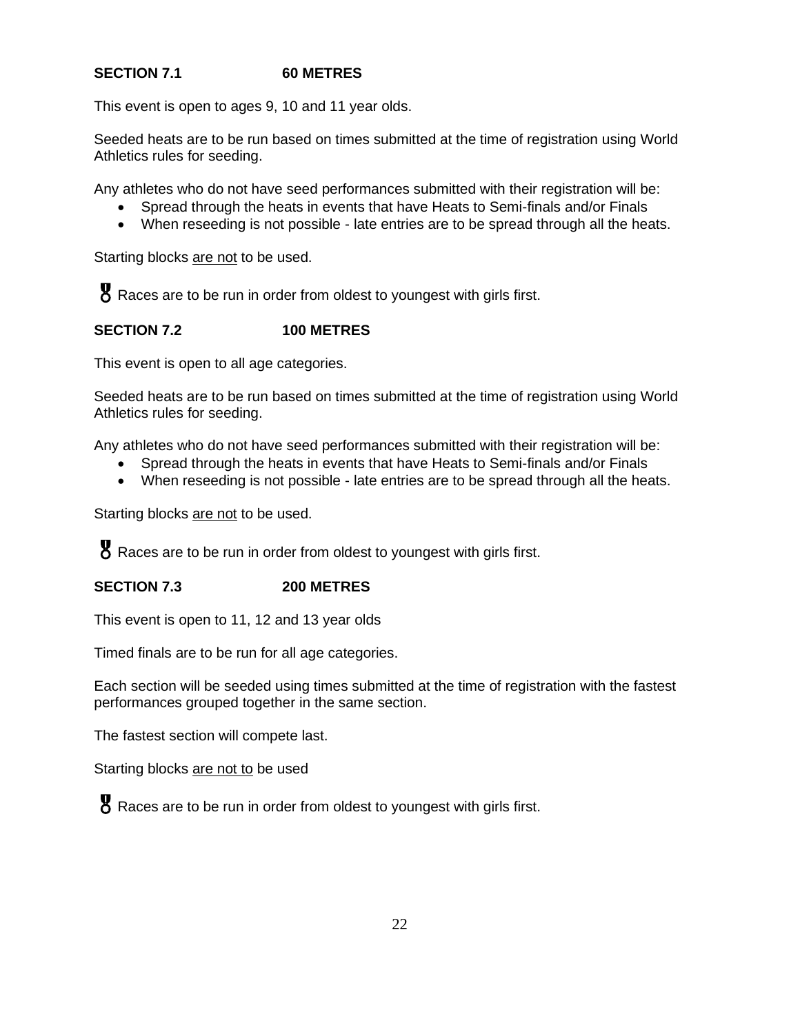## SECTION 7.1 60 METRES

This event is open to ages 9, 10 and 11 year olds.

Seeded heats are to be run based on times submitted at the time of registration using World Athletics rules for seeding.

Any athletes who do not have seed performances submitted with their registration will be:

- Spread through the heats in events that have Heats to Semi-finals and/or Finals
- When reseeding is not possible - late entries are to be spread through all the heats.

Starting blocks <u>are not</u> to be used.

🏅 Races are to be run in order from oldest to youngest with girls first.

## SECTION 7.2 100 METRES

This event is open to all age categories.

Seeded heats are to be run based on times submitted at the time of registration using World Athletics rules for seeding.

Any athletes who do not have seed performances submitted with their registration will be:

- Spread through the heats in events that have Heats to Semi-finals and/or Finals
- When reseeding is not possible - late entries are to be spread through all the heats.

Starting blocks <u>are not</u> to be used.

🏅 Races are to be run in order from oldest to youngest with girls first.

## SECTION 7.3 200 METRES

This event is open to 11, 12 and 13 year olds

Timed finals are to be run for all age categories.

Each section will be seeded using times submitted at the time of registration with the fastest performances grouped together in the same section.

The fastest section will compete last.

Starting blocks <u>are not to</u> be used

🏅 Races are to be run in order from oldest to youngest with girls first.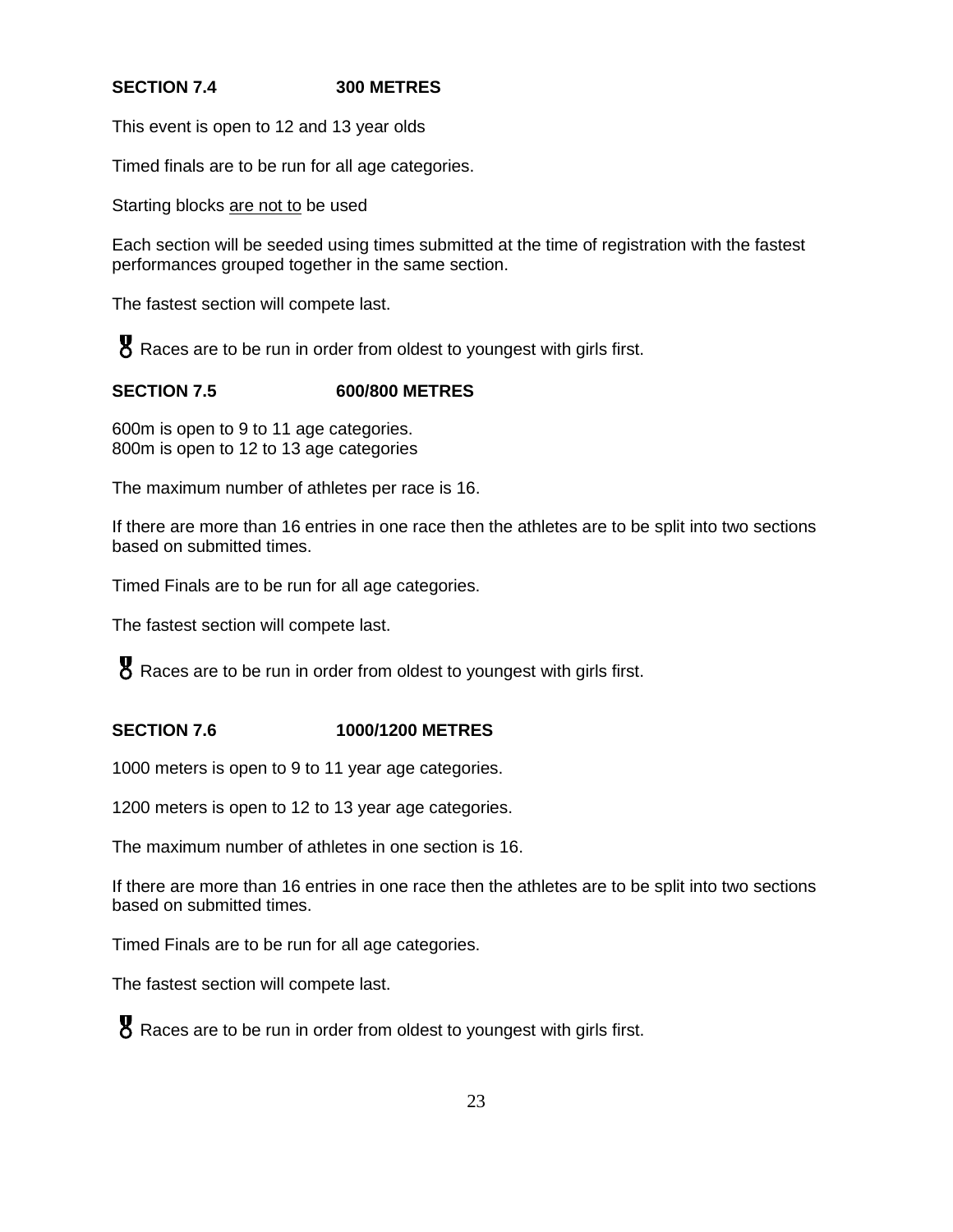### SECTION 7.4 300 METRES

This event is open to 12 and 13 year olds

Timed finals are to be run for all age categories.

Starting blocks <u>are not to</u> be used

Each section will be seeded using times submitted at the time of registration with the fastest performances grouped together in the same section.

The fastest section will compete last.

Races are to be run in order from oldest to youngest with girls first.

### SECTION 7.5 600/800 METRES

600m is open to 9 to 11 age categories.
800m is open to 12 to 13 age categories

The maximum number of athletes per race is 16.

If there are more than 16 entries in one race then the athletes are to be split into two sections based on submitted times.

Timed Finals are to be run for all age categories.

The fastest section will compete last.

Races are to be run in order from oldest to youngest with girls first.

### SECTION 7.6 1000/1200 METRES

1000 meters is open to 9 to 11 year age categories.

1200 meters is open to 12 to 13 year age categories.

The maximum number of athletes in one section is 16.

If there are more than 16 entries in one race then the athletes are to be split into two sections based on submitted times.

Timed Finals are to be run for all age categories.

The fastest section will compete last.

Races are to be run in order from oldest to youngest with girls first.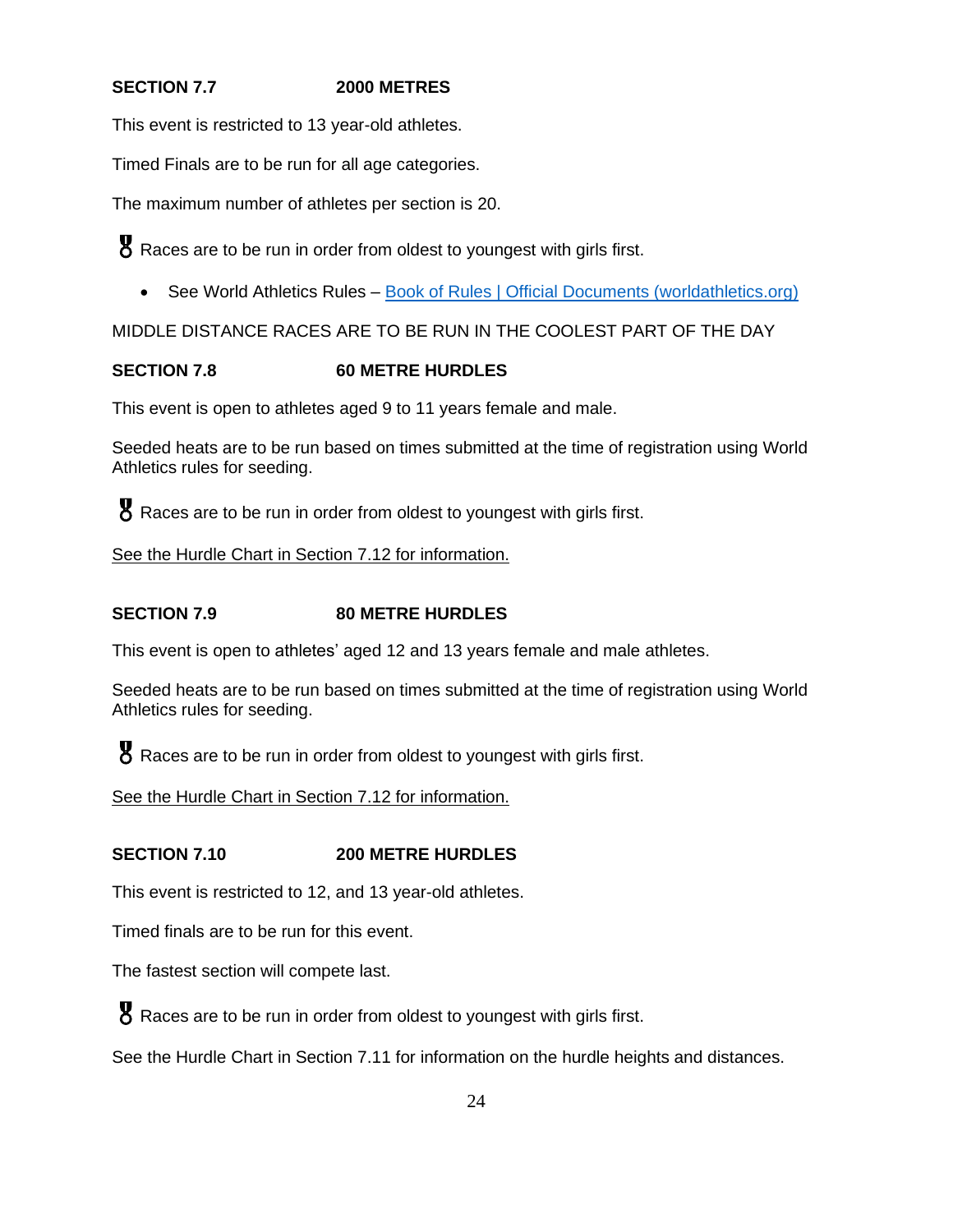**SECTION 7.7 2000 METRES**

This event is restricted to 13 year-old athletes.

Timed Finals are to be run for all age categories.

The maximum number of athletes per section is 20.

Races are to be run in order from oldest to youngest with girls first.

- See World Athletics Rules – [Book of Rules | Official Documents (worldathletics.org)](https://worldathletics.org)

MIDDLE DISTANCE RACES ARE TO BE RUN IN THE COOLEST PART OF THE DAY

**SECTION 7.8 60 METRE HURDLES**

This event is open to athletes aged 9 to 11 years female and male.

Seeded heats are to be run based on times submitted at the time of registration using World Athletics rules for seeding.

Races are to be run in order from oldest to youngest with girls first.

See the Hurdle Chart in Section 7.12 for information.

**SECTION 7.9 80 METRE HURDLES**

This event is open to athletes' aged 12 and 13 years female and male athletes.

Seeded heats are to be run based on times submitted at the time of registration using World Athletics rules for seeding.

Races are to be run in order from oldest to youngest with girls first.

See the Hurdle Chart in Section 7.12 for information.

**SECTION 7.10 200 METRE HURDLES**

This event is restricted to 12, and 13 year-old athletes.

Timed finals are to be run for this event.

The fastest section will compete last.

Races are to be run in order from oldest to youngest with girls first.

See the Hurdle Chart in Section 7.11 for information on the hurdle heights and distances.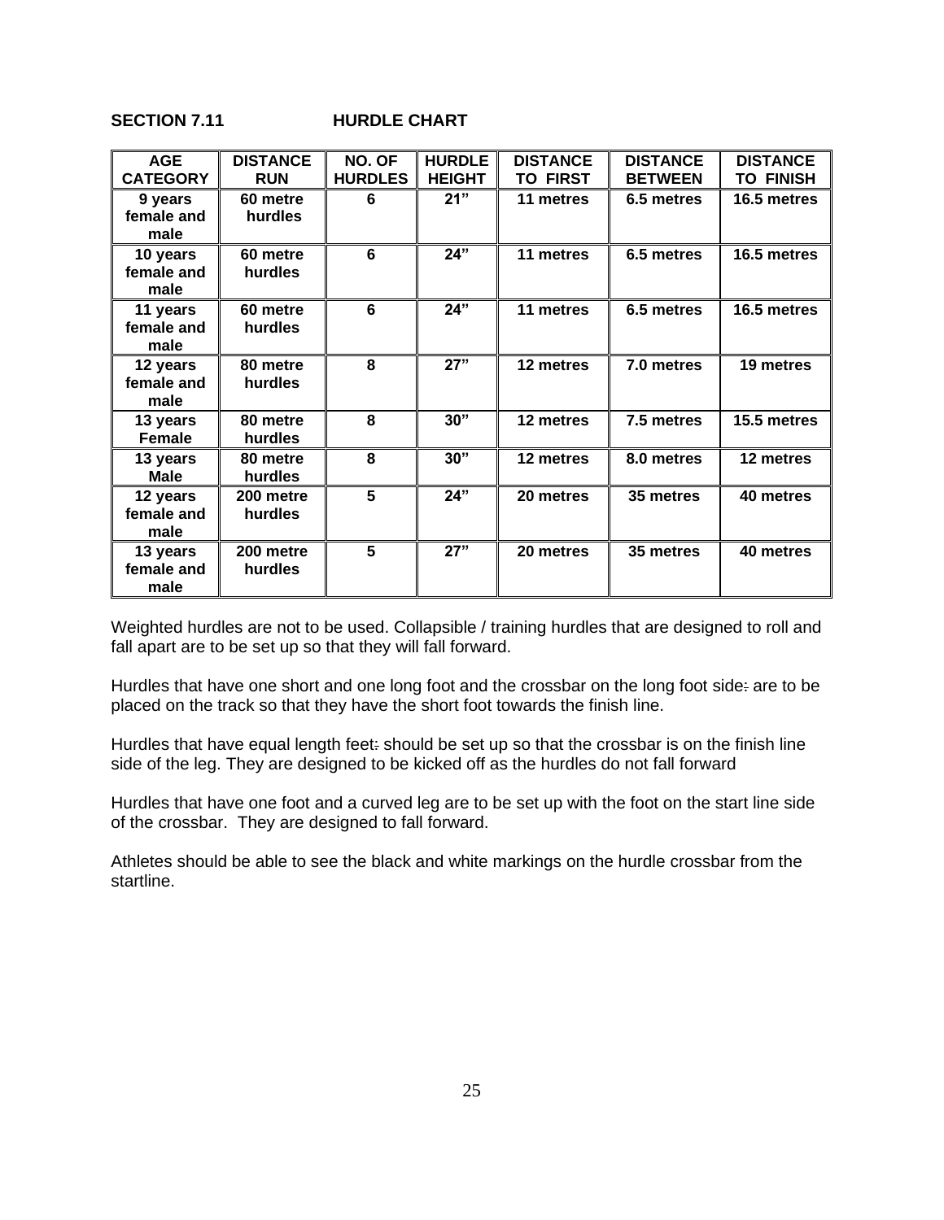## SECTION 7.11 HURDLE CHART

| AGE CATEGORY | DISTANCE RUN | NO. OF HURDLES | HURDLE HEIGHT | DISTANCE TO FIRST | DISTANCE BETWEEN | DISTANCE TO FINISH |
|---|---|---|---|---|---|---|
| 9 years female and male | 60 metre hurdles | 6 | 21" | 11 metres | 6.5 metres | 16.5 metres |
| 10 years female and male | 60 metre hurdles | 6 | 24" | 11 metres | 6.5 metres | 16.5 metres |
| 11 years female and male | 60 metre hurdles | 6 | 24" | 11 metres | 6.5 metres | 16.5 metres |
| 12 years female and male | 80 metre hurdles | 8 | 27" | 12 metres | 7.0 metres | 19 metres |
| 13 years Female | 80 metre hurdles | 8 | 30" | 12 metres | 7.5 metres | 15.5 metres |
| 13 years Male | 80 metre hurdles | 8 | 30" | 12 metres | 8.0 metres | 12 metres |
| 12 years female and male | 200 metre hurdles | 5 | 24" | 20 metres | 35 metres | 40 metres |
| 13 years female and male | 200 metre hurdles | 5 | 27" | 20 metres | 35 metres | 40 metres |

Weighted hurdles are not to be used. Collapsible / training hurdles that are designed to roll and fall apart are to be set up so that they will fall forward.

Hurdles that have one short and one long foot and the crossbar on the long foot side: are to be placed on the track so that they have the short foot towards the finish line.

Hurdles that have equal length feet: should be set up so that the crossbar is on the finish line side of the leg. They are designed to be kicked off as the hurdles do not fall forward

Hurdles that have one foot and a curved leg are to be set up with the foot on the start line side of the crossbar. They are designed to fall forward.

Athletes should be able to see the black and white markings on the hurdle crossbar from the startline.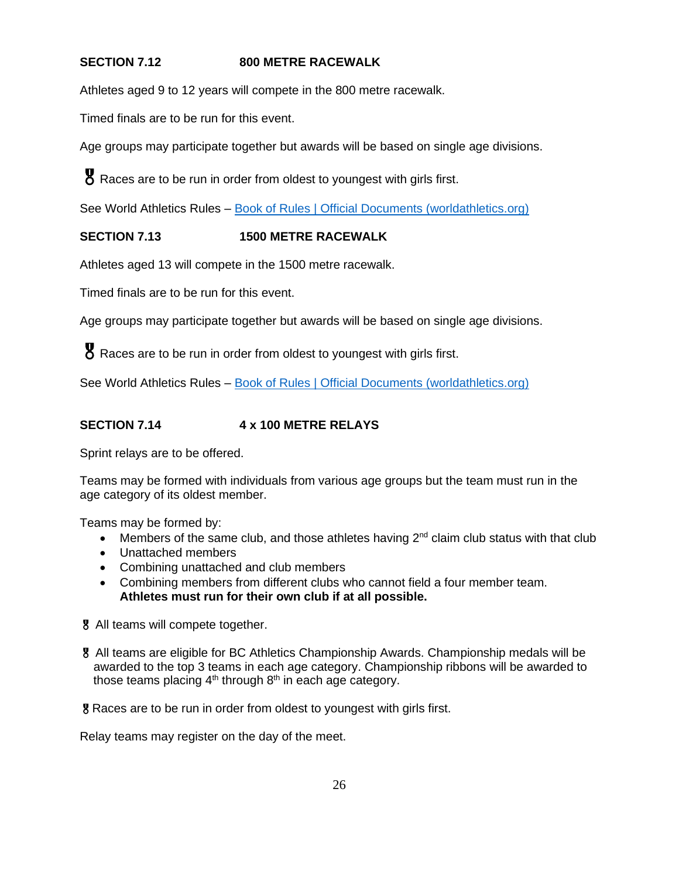## SECTION 7.12 800 METRE RACEWALK

Athletes aged 9 to 12 years will compete in the 800 metre racewalk.

Timed finals are to be run for this event.

Age groups may participate together but awards will be based on single age divisions.

🎖 Races are to be run in order from oldest to youngest with girls first.

See World Athletics Rules – [Book of Rules | Official Documents (worldathletics.org)]

## SECTION 7.13 1500 METRE RACEWALK

Athletes aged 13 will compete in the 1500 metre racewalk.

Timed finals are to be run for this event.

Age groups may participate together but awards will be based on single age divisions.

🎖 Races are to be run in order from oldest to youngest with girls first.

See World Athletics Rules – [Book of Rules | Official Documents (worldathletics.org)]

## SECTION 7.14 4 x 100 METRE RELAYS

Sprint relays are to be offered.

Teams may be formed with individuals from various age groups but the team must run in the age category of its oldest member.

Teams may be formed by:

- Members of the same club, and those athletes having 2nd claim club status with that club
- Unattached members
- Combining unattached and club members
- Combining members from different clubs who cannot field a four member team. **Athletes must run for their own club if at all possible.**

🎖 All teams will compete together.

🎖 All teams are eligible for BC Athletics Championship Awards. Championship medals will be awarded to the top 3 teams in each age category. Championship ribbons will be awarded to those teams placing 4th through 8th in each age category.

🎖 Races are to be run in order from oldest to youngest with girls first.

Relay teams may register on the day of the meet.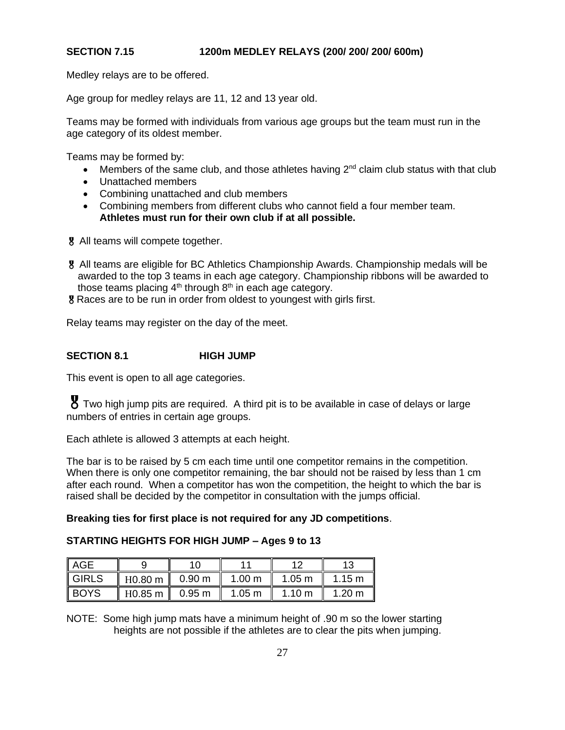## SECTION 7.15 1200m MEDLEY RELAYS (200/ 200/ 200/ 600m)

Medley relays are to be offered.

Age group for medley relays are 11, 12 and 13 year old.

Teams may be formed with individuals from various age groups but the team must run in the age category of its oldest member.

Teams may be formed by:

- Members of the same club, and those athletes having 2nd claim club status with that club
- Unattached members
- Combining unattached and club members
- Combining members from different clubs who cannot field a four member team. **Athletes must run for their own club if at all possible.**

- All teams will compete together.
- All teams are eligible for BC Athletics Championship Awards. Championship medals will be awarded to the top 3 teams in each age category. Championship ribbons will be awarded to those teams placing 4th through 8th in each age category.
- Races are to be run in order from oldest to youngest with girls first.

Relay teams may register on the day of the meet.

## SECTION 8.1 HIGH JUMP

This event is open to all age categories.

- Two high jump pits are required. A third pit is to be available in case of delays or large numbers of entries in certain age groups.

Each athlete is allowed 3 attempts at each height.

The bar is to be raised by 5 cm each time until one competitor remains in the competition. When there is only one competitor remaining, the bar should not be raised by less than 1 cm after each round. When a competitor has won the competition, the height to which the bar is raised shall be decided by the competitor in consultation with the jumps official.

**Breaking ties for first place is not required for any JD competitions**.

**STARTING HEIGHTS FOR HIGH JUMP – Ages 9 to 13**

| AGE | 9 | 10 | 11 | 12 | 13 |
|---|---|---|---|---|---|
| GIRLS | H0.80 m | 0.90 m | 1.00 m | 1.05 m | 1.15 m |
| BOYS | H0.85 m | 0.95 m | 1.05 m | 1.10 m | 1.20 m |

NOTE: Some high jump mats have a minimum height of .90 m so the lower starting heights are not possible if the athletes are to clear the pits when jumping.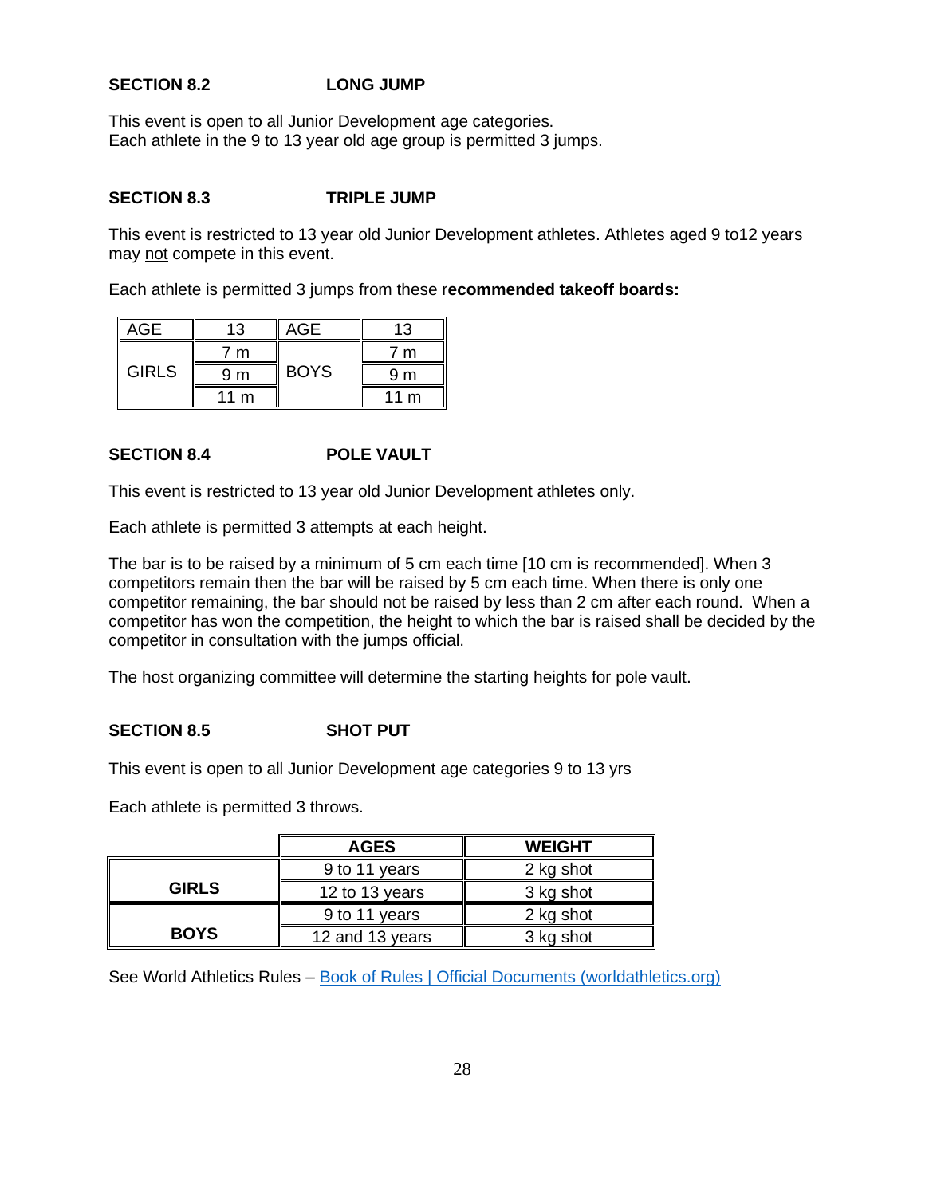## SECTION 8.2 LONG JUMP

This event is open to all Junior Development age categories.
Each athlete in the 9 to 13 year old age group is permitted 3 jumps.

## SECTION 8.3 TRIPLE JUMP

This event is restricted to 13 year old Junior Development athletes. Athletes aged 9 to12 years may not compete in this event.

Each athlete is permitted 3 jumps from these r**ecommended takeoff boards:**

| AGE | 13 | AGE | 13 |
|---|---|---|---|
| GIRLS | 7 m | BOYS | 7 m |
| | 9 m | | 9 m |
| | 11 m | | 11 m |

## SECTION 8.4 POLE VAULT

This event is restricted to 13 year old Junior Development athletes only.

Each athlete is permitted 3 attempts at each height.

The bar is to be raised by a minimum of 5 cm each time [10 cm is recommended]. When 3 competitors remain then the bar will be raised by 5 cm each time. When there is only one competitor remaining, the bar should not be raised by less than 2 cm after each round. When a competitor has won the competition, the height to which the bar is raised shall be decided by the competitor in consultation with the jumps official.

The host organizing committee will determine the starting heights for pole vault.

## SECTION 8.5 SHOT PUT

This event is open to all Junior Development age categories 9 to 13 yrs

Each athlete is permitted 3 throws.

| | AGES | WEIGHT |
|---|---|---|
| **GIRLS** | 9 to 11 years | 2 kg shot |
| | 12 to 13 years | 3 kg shot |
| **BOYS** | 9 to 11 years | 2 kg shot |
| | 12 and 13 years | 3 kg shot |

See World Athletics Rules – [Book of Rules | Official Documents (worldathletics.org)](worldathletics.org)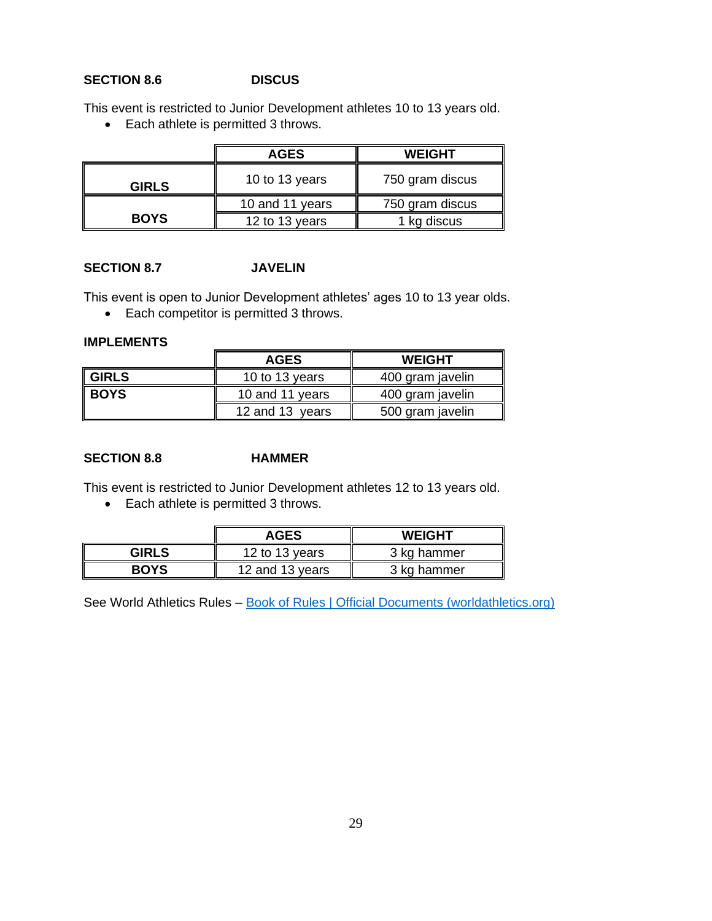## SECTION 8.6 DISCUS

This event is restricted to Junior Development athletes 10 to 13 years old.

- Each athlete is permitted 3 throws.

| | AGES | WEIGHT |
|---|---|---|
| GIRLS | 10 to 13 years | 750 gram discus |
| BOYS | 10 and 11 years | 750 gram discus |
| | 12 to 13 years | 1 kg discus |

## SECTION 8.7 JAVELIN

This event is open to Junior Development athletes' ages 10 to 13 year olds.

- Each competitor is permitted 3 throws.

**IMPLEMENTS**

| | AGES | WEIGHT |
|---|---|---|
| GIRLS | 10 to 13 years | 400 gram javelin |
| BOYS | 10 and 11 years | 400 gram javelin |
| | 12 and 13 years | 500 gram javelin |

## SECTION 8.8 HAMMER

This event is restricted to Junior Development athletes 12 to 13 years old.

- Each athlete is permitted 3 throws.

| | AGES | WEIGHT |
|---|---|---|
| GIRLS | 12 to 13 years | 3 kg hammer |
| BOYS | 12 and 13 years | 3 kg hammer |

See World Athletics Rules – [Book of Rules | Official Documents (worldathletics.org)]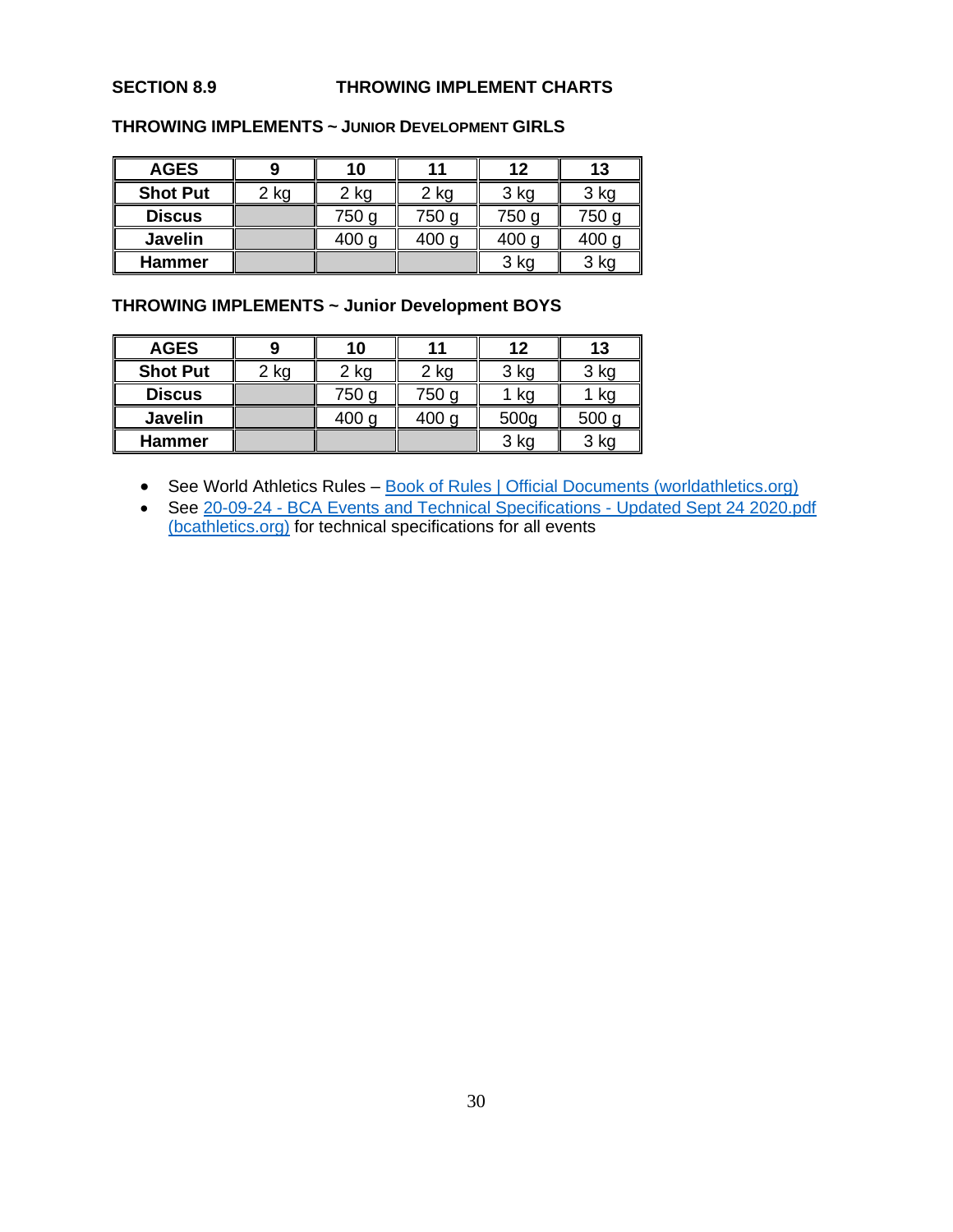## SECTION 8.9 THROWING IMPLEMENT CHARTS

### THROWING IMPLEMENTS ~ JUNIOR DEVELOPMENT GIRLS

| AGES | 9 | 10 | 11 | 12 | 13 |
|---|---|---|---|---|---|
| **Shot Put** | 2 kg | 2 kg | 2 kg | 3 kg | 3 kg |
| **Discus** | | 750 g | 750 g | 750 g | 750 g |
| **Javelin** | | 400 g | 400 g | 400 g | 400 g |
| **Hammer** | | | | 3 kg | 3 kg |

### THROWING IMPLEMENTS ~ Junior Development BOYS

| AGES | 9 | 10 | 11 | 12 | 13 |
|---|---|---|---|---|---|
| **Shot Put** | 2 kg | 2 kg | 2 kg | 3 kg | 3 kg |
| **Discus** | | 750 g | 750 g | 1 kg | 1 kg |
| **Javelin** | | 400 g | 400 g | 500g | 500 g |
| **Hammer** | | | | 3 kg | 3 kg |

- See World Athletics Rules – Book of Rules | Official Documents (worldathletics.org)
- See 20-09-24 - BCA Events and Technical Specifications - Updated Sept 24 2020.pdf (bcathletics.org) for technical specifications for all events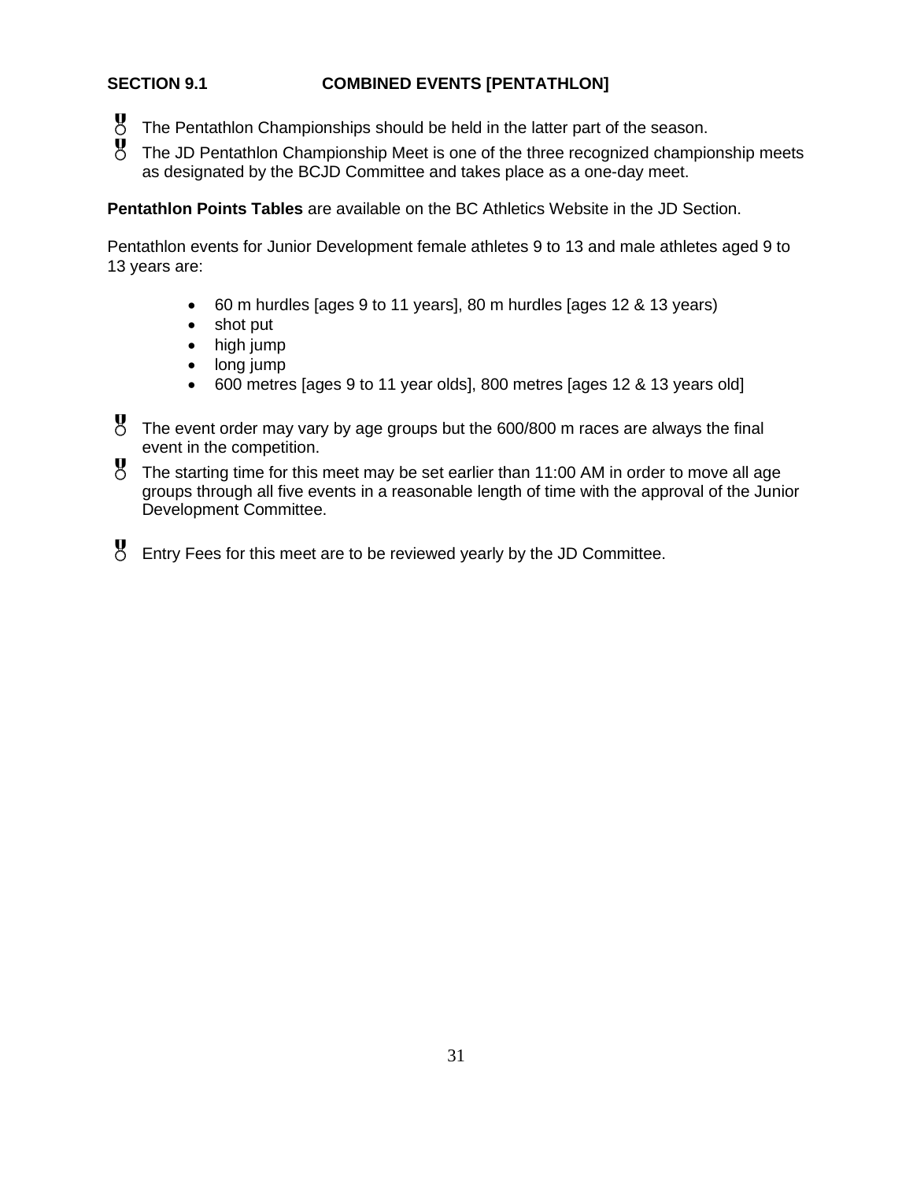## SECTION 9.1 COMBINED EVENTS [PENTATHLON]

- The Pentathlon Championships should be held in the latter part of the season.
- The JD Pentathlon Championship Meet is one of the three recognized championship meets as designated by the BCJD Committee and takes place as a one-day meet.

**Pentathlon Points Tables** are available on the BC Athletics Website in the JD Section.

Pentathlon events for Junior Development female athletes 9 to 13 and male athletes aged 9 to 13 years are:

- 60 m hurdles [ages 9 to 11 years], 80 m hurdles [ages 12 & 13 years)
- shot put
- high jump
- long jump
- 600 metres [ages 9 to 11 year olds], 800 metres [ages 12 & 13 years old]

- The event order may vary by age groups but the 600/800 m races are always the final event in the competition.
- The starting time for this meet may be set earlier than 11:00 AM in order to move all age groups through all five events in a reasonable length of time with the approval of the Junior Development Committee.

- Entry Fees for this meet are to be reviewed yearly by the JD Committee.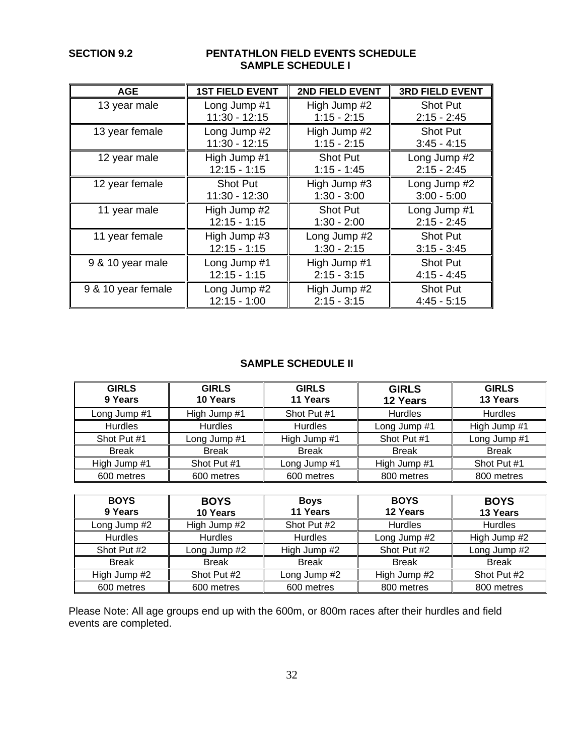**SECTION 9.2**

## PENTATHLON FIELD EVENTS SCHEDULE
### SAMPLE SCHEDULE I

| AGE | 1ST FIELD EVENT | 2ND FIELD EVENT | 3RD FIELD EVENT |
|---|---|---|---|
| 13 year male | Long Jump #1<br>11:30 - 12:15 | High Jump #2<br>1:15 - 2:15 | Shot Put<br>2:15 - 2:45 |
| 13 year female | Long Jump #2<br>11:30 - 12:15 | High Jump #2<br>1:15 - 2:15 | Shot Put<br>3:45 - 4:15 |
| 12 year male | High Jump #1<br>12:15 - 1:15 | Shot Put<br>1:15 - 1:45 | Long Jump #2<br>2:15 - 2:45 |
| 12 year female | Shot Put<br>11:30 - 12:30 | High Jump #3<br>1:30 - 3:00 | Long Jump #2<br>3:00 - 5:00 |
| 11 year male | High Jump #2<br>12:15 - 1:15 | Shot Put<br>1:30 - 2:00 | Long Jump #1<br>2:15 - 2:45 |
| 11 year female | High Jump #3<br>12:15 - 1:15 | Long Jump #2<br>1:30 - 2:15 | Shot Put<br>3:15 - 3:45 |
| 9 & 10 year male | Long Jump #1<br>12:15 - 1:15 | High Jump #1<br>2:15 - 3:15 | Shot Put<br>4:15 - 4:45 |
| 9 & 10 year female | Long Jump #2<br>12:15 - 1:00 | High Jump #2<br>2:15 - 3:15 | Shot Put<br>4:45 - 5:15 |

### SAMPLE SCHEDULE II

| GIRLS 9 Years | GIRLS 10 Years | GIRLS 11 Years | GIRLS 12 Years | GIRLS 13 Years |
|---|---|---|---|---|
| Long Jump #1 | High Jump #1 | Shot Put #1 | Hurdles | Hurdles |
| Hurdles | Hurdles | Hurdles | Long Jump #1 | High Jump #1 |
| Shot Put #1 | Long Jump #1 | High Jump #1 | Shot Put #1 | Long Jump #1 |
| Break | Break | Break | Break | Break |
| High Jump #1 | Shot Put #1 | Long Jump #1 | High Jump #1 | Shot Put #1 |
| 600 metres | 600 metres | 600 metres | 800 metres | 800 metres |

| BOYS 9 Years | BOYS 10 Years | Boys 11 Years | BOYS 12 Years | BOYS 13 Years |
|---|---|---|---|---|
| Long Jump #2 | High Jump #2 | Shot Put #2 | Hurdles | Hurdles |
| Hurdles | Hurdles | Hurdles | Long Jump #2 | High Jump #2 |
| Shot Put #2 | Long Jump #2 | High Jump #2 | Shot Put #2 | Long Jump #2 |
| Break | Break | Break | Break | Break |
| High Jump #2 | Shot Put #2 | Long Jump #2 | High Jump #2 | Shot Put #2 |
| 600 metres | 600 metres | 600 metres | 800 metres | 800 metres |

Please Note: All age groups end up with the 600m, or 800m races after their hurdles and field events are completed.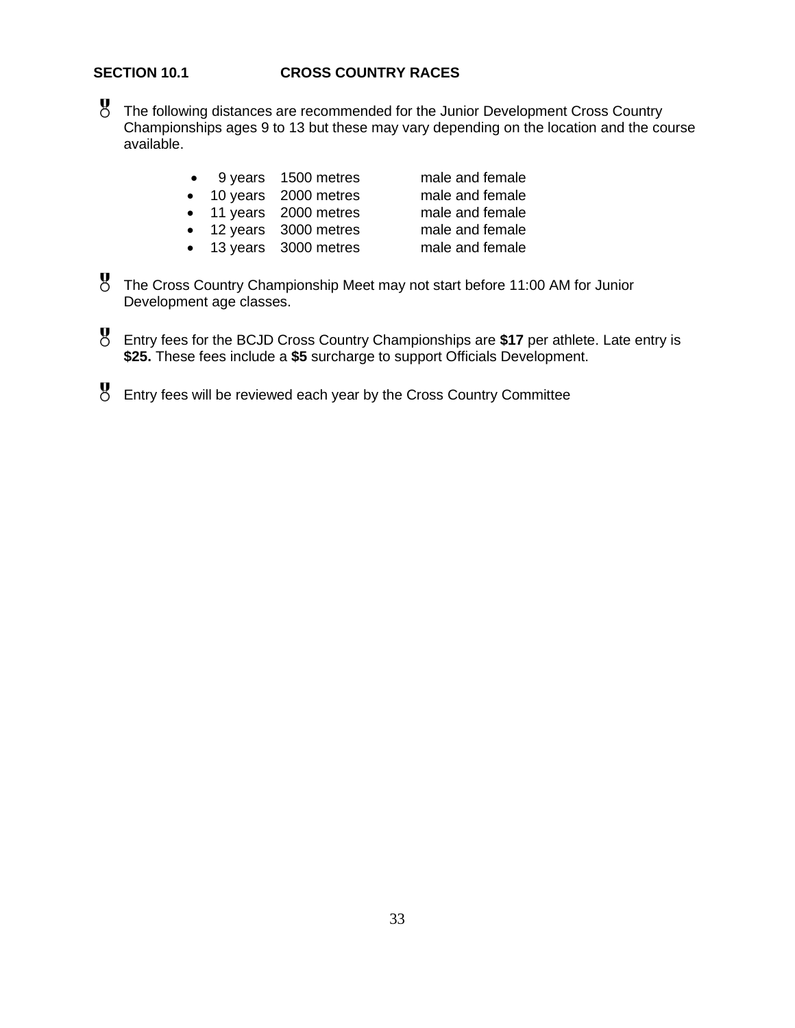## SECTION 10.1 CROSS COUNTRY RACES

- The following distances are recommended for the Junior Development Cross Country Championships ages 9 to 13 but these may vary depending on the location and the course available.

  - 9 years 1500 metres male and female
  - 10 years 2000 metres male and female
  - 11 years 2000 metres male and female
  - 12 years 3000 metres male and female
  - 13 years 3000 metres male and female

- The Cross Country Championship Meet may not start before 11:00 AM for Junior Development age classes.

- Entry fees for the BCJD Cross Country Championships are **$17** per athlete. Late entry is **$25.** These fees include a **$5** surcharge to support Officials Development.

- Entry fees will be reviewed each year by the Cross Country Committee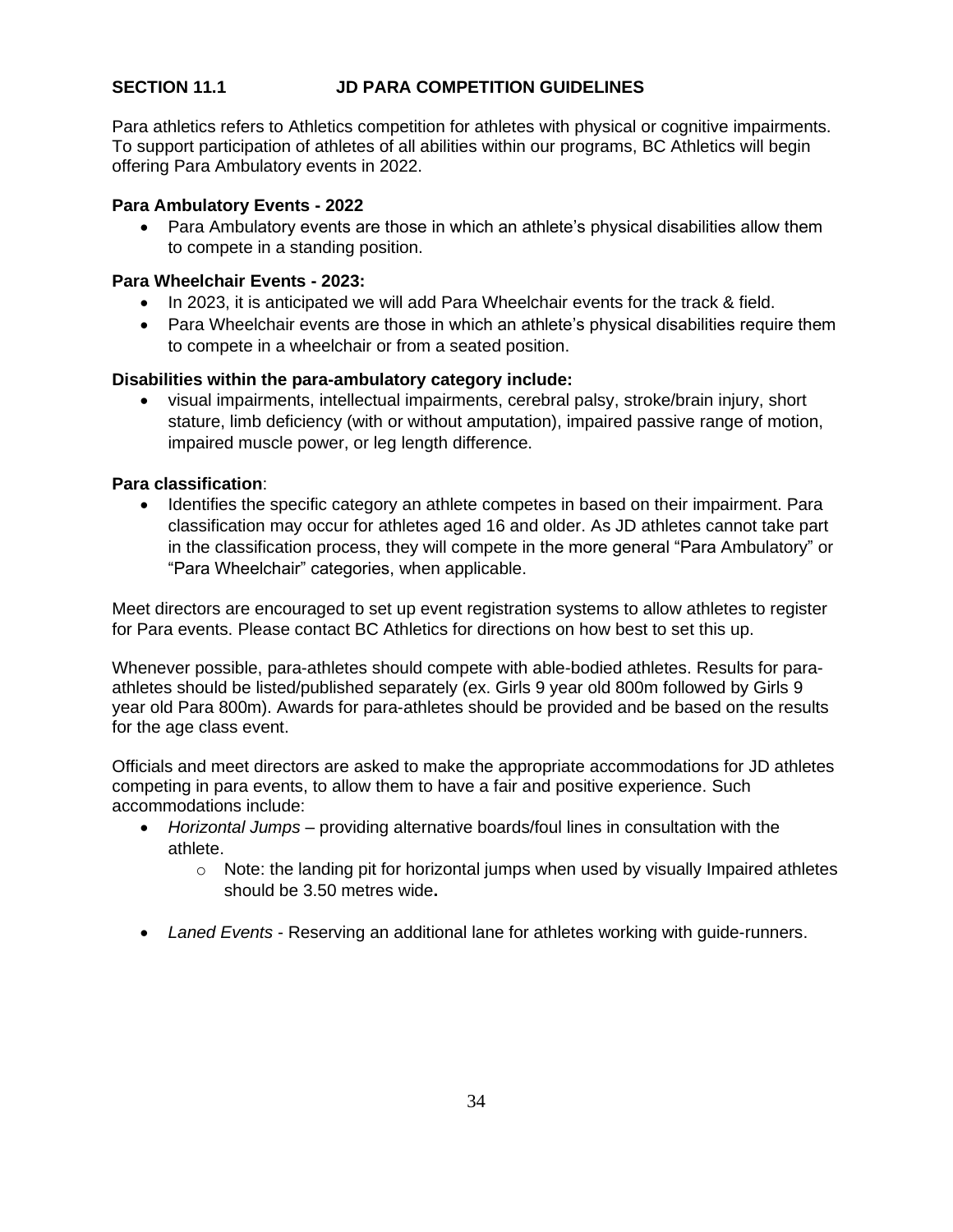## SECTION 11.1 JD PARA COMPETITION GUIDELINES

Para athletics refers to Athletics competition for athletes with physical or cognitive impairments. To support participation of athletes of all abilities within our programs, BC Athletics will begin offering Para Ambulatory events in 2022.

**Para Ambulatory Events - 2022**

- Para Ambulatory events are those in which an athlete's physical disabilities allow them to compete in a standing position.

**Para Wheelchair Events - 2023:**

- In 2023, it is anticipated we will add Para Wheelchair events for the track & field.
- Para Wheelchair events are those in which an athlete's physical disabilities require them to compete in a wheelchair or from a seated position.

**Disabilities within the para-ambulatory category include:**

- visual impairments, intellectual impairments, cerebral palsy, stroke/brain injury, short stature, limb deficiency (with or without amputation), impaired passive range of motion, impaired muscle power, or leg length difference.

**Para classification**:

- Identifies the specific category an athlete competes in based on their impairment. Para classification may occur for athletes aged 16 and older. As JD athletes cannot take part in the classification process, they will compete in the more general "Para Ambulatory" or "Para Wheelchair" categories, when applicable.

Meet directors are encouraged to set up event registration systems to allow athletes to register for Para events. Please contact BC Athletics for directions on how best to set this up.

Whenever possible, para-athletes should compete with able-bodied athletes. Results for para-athletes should be listed/published separately (ex. Girls 9 year old 800m followed by Girls 9 year old Para 800m). Awards for para-athletes should be provided and be based on the results for the age class event.

Officials and meet directors are asked to make the appropriate accommodations for JD athletes competing in para events, to allow them to have a fair and positive experience. Such accommodations include:

- *Horizontal Jumps* – providing alternative boards/foul lines in consultation with the athlete.
  - Note: the landing pit for horizontal jumps when used by visually Impaired athletes should be 3.50 metres wide**.**
- *Laned Events* - Reserving an additional lane for athletes working with guide-runners.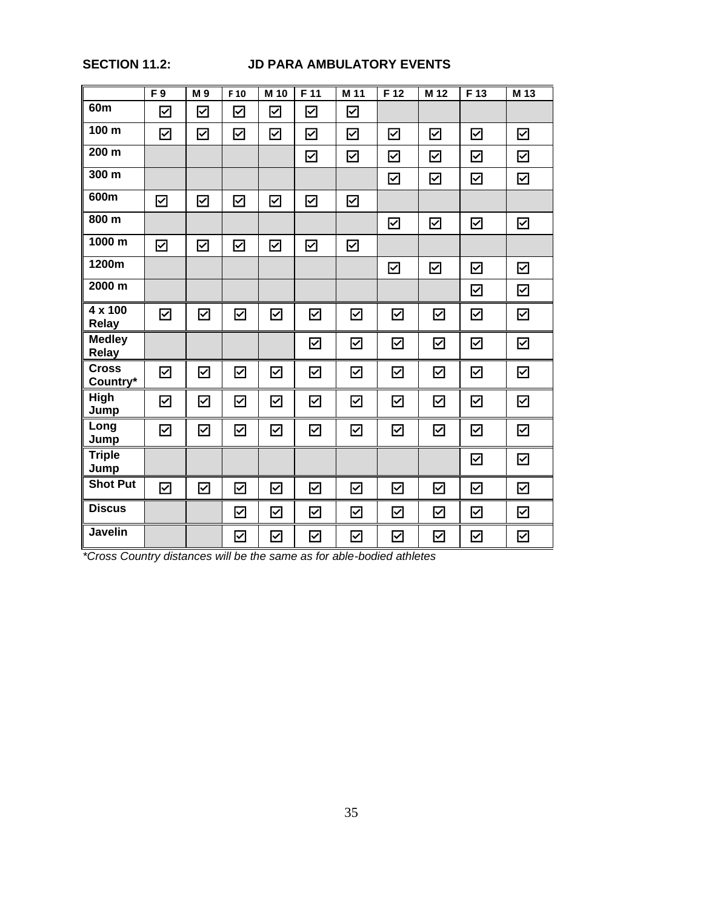## SECTION 11.2: JD PARA AMBULATORY EVENTS

| | F 9 | M 9 | F 10 | M 10 | F 11 | M 11 | F 12 | M 12 | F 13 | M 13 |
|---|---|---|---|---|---|---|---|---|---|---|
| 60m | ☑ | ☑ | ☑ | ☑ | ☑ | ☑ | | | | |
| 100 m | ☑ | ☑ | ☑ | ☑ | ☑ | ☑ | ☑ | ☑ | ☑ | ☑ |
| 200 m | | | | | ☑ | ☑ | ☑ | ☑ | ☑ | ☑ |
| 300 m | | | | | | | ☑ | ☑ | ☑ | ☑ |
| 600m | ☑ | ☑ | ☑ | ☑ | ☑ | ☑ | | | | |
| 800 m | | | | | | | ☑ | ☑ | ☑ | ☑ |
| 1000 m | ☑ | ☑ | ☑ | ☑ | ☑ | ☑ | | | | |
| 1200m | | | | | | | ☑ | ☑ | ☑ | ☑ |
| 2000 m | | | | | | | | | ☑ | ☑ |
| 4 x 100 Relay | ☑ | ☑ | ☑ | ☑ | ☑ | ☑ | ☑ | ☑ | ☑ | ☑ |
| Medley Relay | | | | | ☑ | ☑ | ☑ | ☑ | ☑ | ☑ |
| Cross Country* | ☑ | ☑ | ☑ | ☑ | ☑ | ☑ | ☑ | ☑ | ☑ | ☑ |
| High Jump | ☑ | ☑ | ☑ | ☑ | ☑ | ☑ | ☑ | ☑ | ☑ | ☑ |
| Long Jump | ☑ | ☑ | ☑ | ☑ | ☑ | ☑ | ☑ | ☑ | ☑ | ☑ |
| Triple Jump | | | | | | | | | ☑ | ☑ |
| Shot Put | ☑ | ☑ | ☑ | ☑ | ☑ | ☑ | ☑ | ☑ | ☑ | ☑ |
| Discus | | | ☑ | ☑ | ☑ | ☑ | ☑ | ☑ | ☑ | ☑ |
| Javelin | | | ☑ | ☑ | ☑ | ☑ | ☑ | ☑ | ☑ | ☑ |

*\*Cross Country distances will be the same as for able-bodied athletes*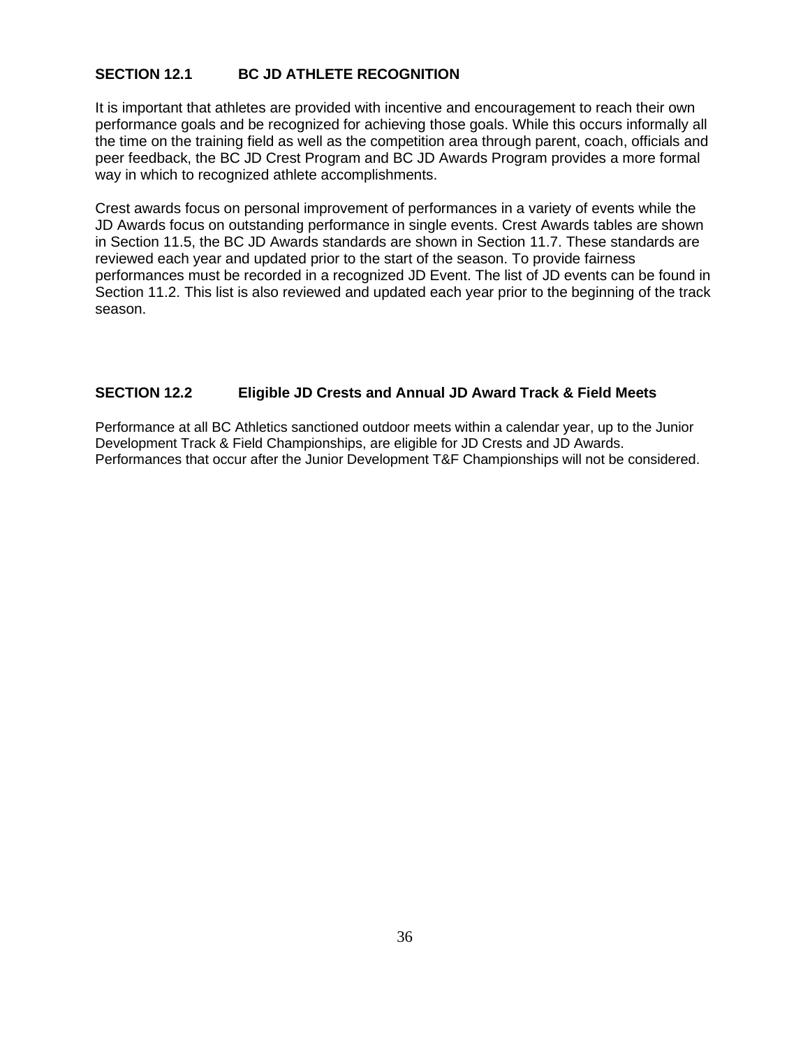## SECTION 12.1 BC JD ATHLETE RECOGNITION

It is important that athletes are provided with incentive and encouragement to reach their own performance goals and be recognized for achieving those goals. While this occurs informally all the time on the training field as well as the competition area through parent, coach, officials and peer feedback, the BC JD Crest Program and BC JD Awards Program provides a more formal way in which to recognized athlete accomplishments.

Crest awards focus on personal improvement of performances in a variety of events while the JD Awards focus on outstanding performance in single events. Crest Awards tables are shown in Section 11.5, the BC JD Awards standards are shown in Section 11.7. These standards are reviewed each year and updated prior to the start of the season. To provide fairness performances must be recorded in a recognized JD Event. The list of JD events can be found in Section 11.2. This list is also reviewed and updated each year prior to the beginning of the track season.

## SECTION 12.2 Eligible JD Crests and Annual JD Award Track & Field Meets

Performance at all BC Athletics sanctioned outdoor meets within a calendar year, up to the Junior Development Track & Field Championships, are eligible for JD Crests and JD Awards. Performances that occur after the Junior Development T&F Championships will not be considered.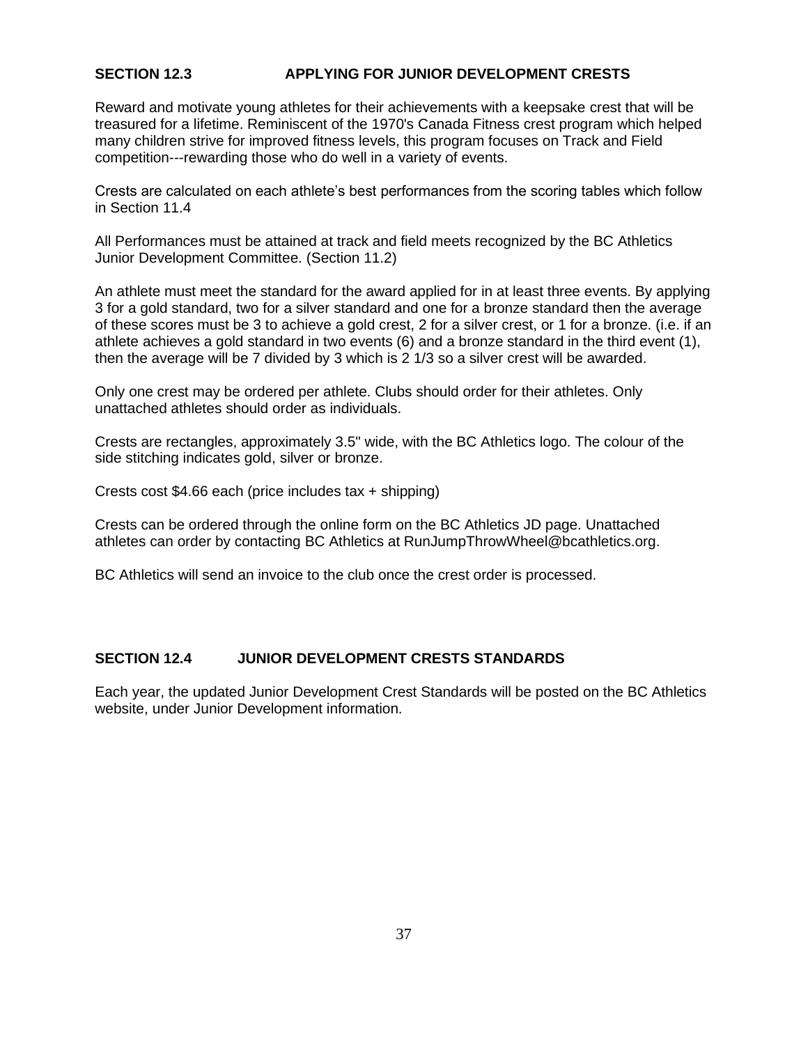## SECTION 12.3 APPLYING FOR JUNIOR DEVELOPMENT CRESTS

Reward and motivate young athletes for their achievements with a keepsake crest that will be treasured for a lifetime. Reminiscent of the 1970's Canada Fitness crest program which helped many children strive for improved fitness levels, this program focuses on Track and Field competition---rewarding those who do well in a variety of events.

Crests are calculated on each athlete's best performances from the scoring tables which follow in Section 11.4

All Performances must be attained at track and field meets recognized by the BC Athletics Junior Development Committee. (Section 11.2)

An athlete must meet the standard for the award applied for in at least three events. By applying 3 for a gold standard, two for a silver standard and one for a bronze standard then the average of these scores must be 3 to achieve a gold crest, 2 for a silver crest, or 1 for a bronze. (i.e. if an athlete achieves a gold standard in two events (6) and a bronze standard in the third event (1), then the average will be 7 divided by 3 which is 2 1/3 so a silver crest will be awarded.

Only one crest may be ordered per athlete. Clubs should order for their athletes. Only unattached athletes should order as individuals.

Crests are rectangles, approximately 3.5" wide, with the BC Athletics logo. The colour of the side stitching indicates gold, silver or bronze.

Crests cost $4.66 each (price includes tax + shipping)

Crests can be ordered through the online form on the BC Athletics JD page. Unattached athletes can order by contacting BC Athletics at RunJumpThrowWheel@bcathletics.org.

BC Athletics will send an invoice to the club once the crest order is processed.

## SECTION 12.4 JUNIOR DEVELOPMENT CRESTS STANDARDS

Each year, the updated Junior Development Crest Standards will be posted on the BC Athletics website, under Junior Development information.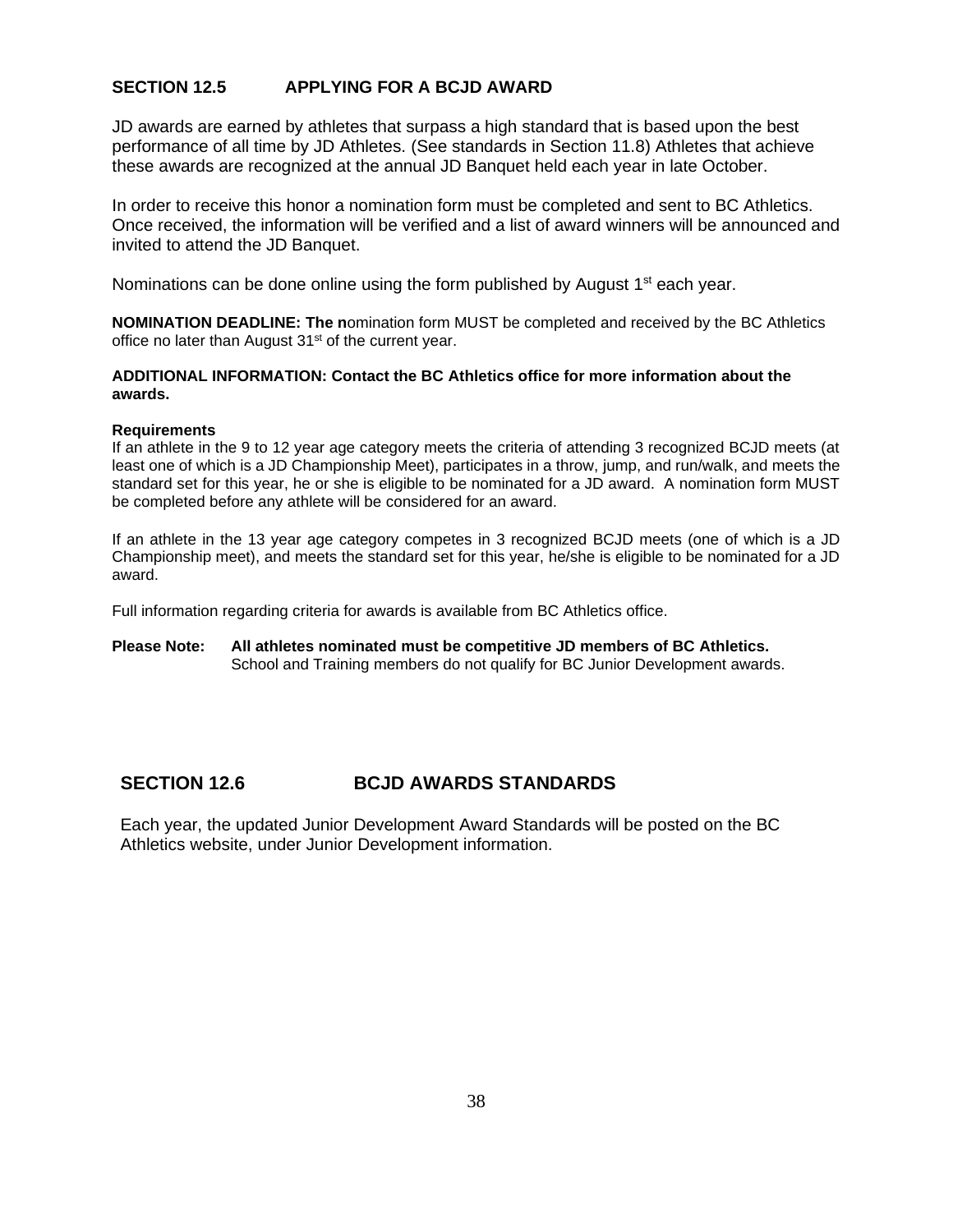## SECTION 12.5 APPLYING FOR A BCJD AWARD

JD awards are earned by athletes that surpass a high standard that is based upon the best performance of all time by JD Athletes. (See standards in Section 11.8) Athletes that achieve these awards are recognized at the annual JD Banquet held each year in late October.

In order to receive this honor a nomination form must be completed and sent to BC Athletics. Once received, the information will be verified and a list of award winners will be announced and invited to attend the JD Banquet.

Nominations can be done online using the form published by August 1st each year.

**NOMINATION DEADLINE: The n**omination form MUST be completed and received by the BC Athletics office no later than August 31st of the current year.

**ADDITIONAL INFORMATION: Contact the BC Athletics office for more information about the awards.**

**Requirements**

If an athlete in the 9 to 12 year age category meets the criteria of attending 3 recognized BCJD meets (at least one of which is a JD Championship Meet), participates in a throw, jump, and run/walk, and meets the standard set for this year, he or she is eligible to be nominated for a JD award. A nomination form MUST be completed before any athlete will be considered for an award.

If an athlete in the 13 year age category competes in 3 recognized BCJD meets (one of which is a JD Championship meet), and meets the standard set for this year, he/she is eligible to be nominated for a JD award.

Full information regarding criteria for awards is available from BC Athletics office.

**Please Note: All athletes nominated must be competitive JD members of BC Athletics.**
School and Training members do not qualify for BC Junior Development awards.

## SECTION 12.6 BCJD AWARDS STANDARDS

Each year, the updated Junior Development Award Standards will be posted on the BC Athletics website, under Junior Development information.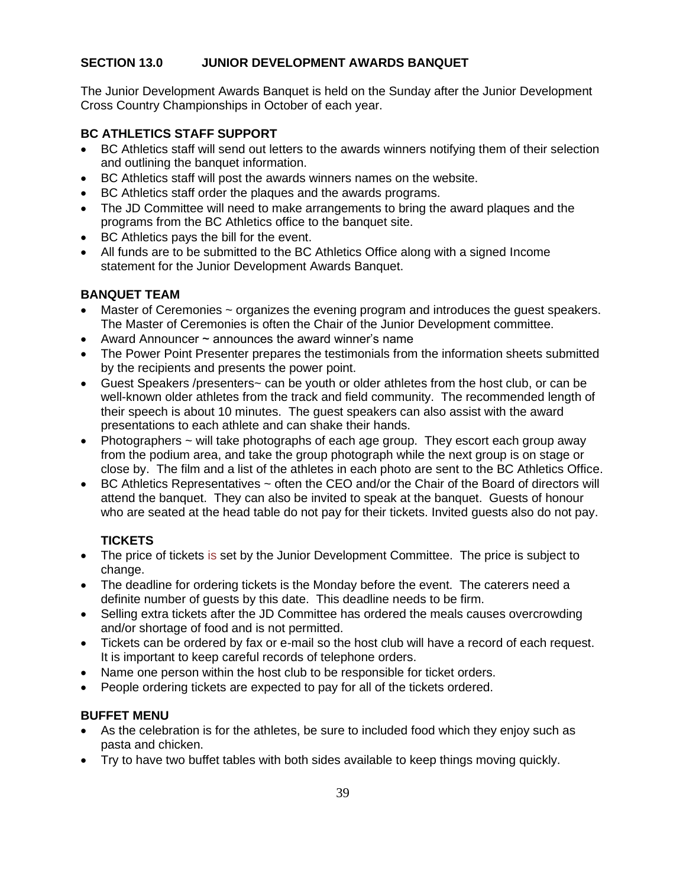## SECTION 13.0 JUNIOR DEVELOPMENT AWARDS BANQUET

The Junior Development Awards Banquet is held on the Sunday after the Junior Development Cross Country Championships in October of each year.

### BC ATHLETICS STAFF SUPPORT

- BC Athletics staff will send out letters to the awards winners notifying them of their selection and outlining the banquet information.
- BC Athletics staff will post the awards winners names on the website.
- BC Athletics staff order the plaques and the awards programs.
- The JD Committee will need to make arrangements to bring the award plaques and the programs from the BC Athletics office to the banquet site.
- BC Athletics pays the bill for the event.
- All funds are to be submitted to the BC Athletics Office along with a signed Income statement for the Junior Development Awards Banquet.

### BANQUET TEAM

- Master of Ceremonies ~ organizes the evening program and introduces the guest speakers. The Master of Ceremonies is often the Chair of the Junior Development committee.
- Award Announcer ~ announces the award winner's name
- The Power Point Presenter prepares the testimonials from the information sheets submitted by the recipients and presents the power point.
- Guest Speakers /presenters~ can be youth or older athletes from the host club, or can be well-known older athletes from the track and field community. The recommended length of their speech is about 10 minutes. The guest speakers can also assist with the award presentations to each athlete and can shake their hands.
- Photographers ~ will take photographs of each age group. They escort each group away from the podium area, and take the group photograph while the next group is on stage or close by. The film and a list of the athletes in each photo are sent to the BC Athletics Office.
- BC Athletics Representatives ~ often the CEO and/or the Chair of the Board of directors will attend the banquet. They can also be invited to speak at the banquet. Guests of honour who are seated at the head table do not pay for their tickets. Invited guests also do not pay.

### TICKETS

- The price of tickets is set by the Junior Development Committee. The price is subject to change.
- The deadline for ordering tickets is the Monday before the event. The caterers need a definite number of guests by this date. This deadline needs to be firm.
- Selling extra tickets after the JD Committee has ordered the meals causes overcrowding and/or shortage of food and is not permitted.
- Tickets can be ordered by fax or e-mail so the host club will have a record of each request. It is important to keep careful records of telephone orders.
- Name one person within the host club to be responsible for ticket orders.
- People ordering tickets are expected to pay for all of the tickets ordered.

### BUFFET MENU

- As the celebration is for the athletes, be sure to included food which they enjoy such as pasta and chicken.
- Try to have two buffet tables with both sides available to keep things moving quickly.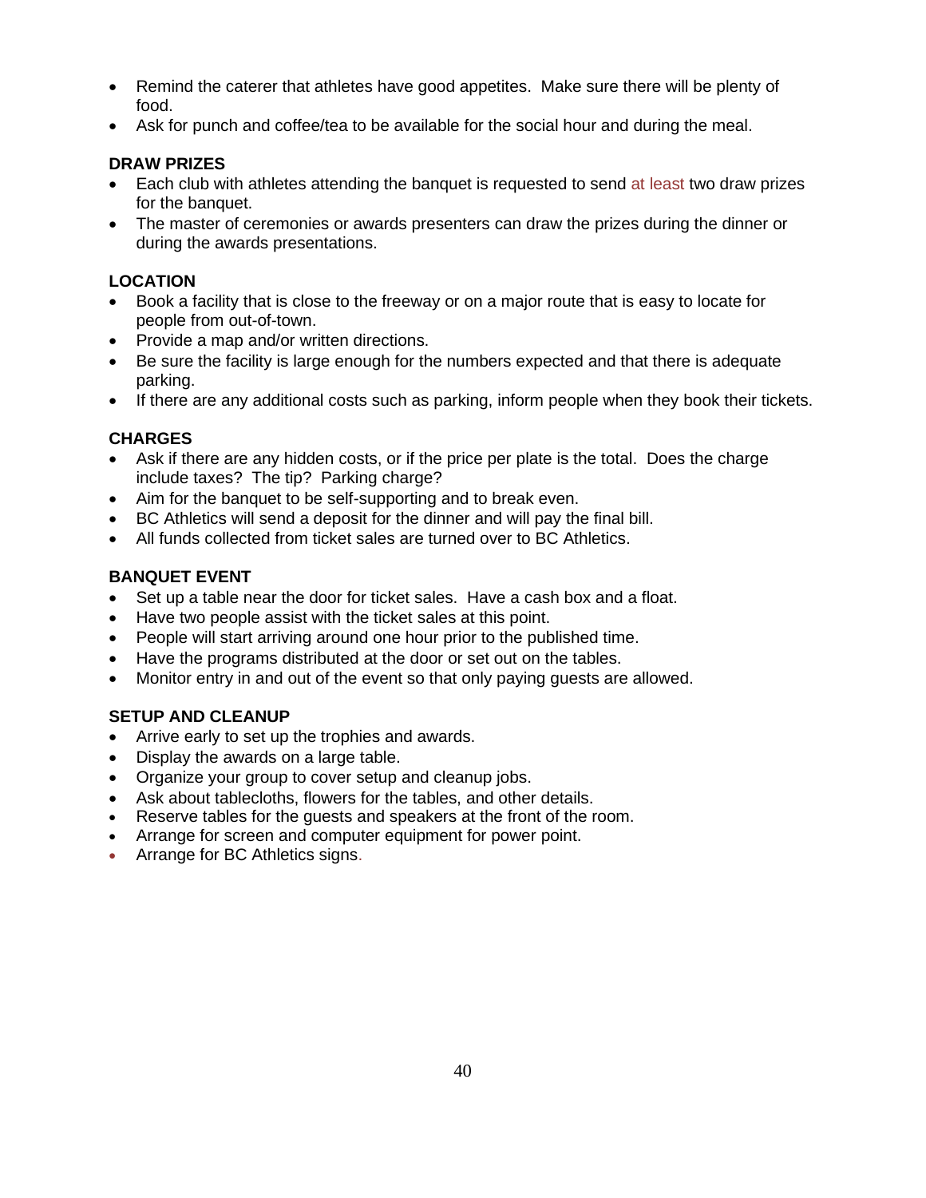- Remind the caterer that athletes have good appetites. Make sure there will be plenty of food.
- Ask for punch and coffee/tea to be available for the social hour and during the meal.

**DRAW PRIZES**

- Each club with athletes attending the banquet is requested to send at least two draw prizes for the banquet.
- The master of ceremonies or awards presenters can draw the prizes during the dinner or during the awards presentations.

**LOCATION**

- Book a facility that is close to the freeway or on a major route that is easy to locate for people from out-of-town.
- Provide a map and/or written directions.
- Be sure the facility is large enough for the numbers expected and that there is adequate parking.
- If there are any additional costs such as parking, inform people when they book their tickets.

**CHARGES**

- Ask if there are any hidden costs, or if the price per plate is the total. Does the charge include taxes? The tip? Parking charge?
- Aim for the banquet to be self-supporting and to break even.
- BC Athletics will send a deposit for the dinner and will pay the final bill.
- All funds collected from ticket sales are turned over to BC Athletics.

**BANQUET EVENT**

- Set up a table near the door for ticket sales. Have a cash box and a float.
- Have two people assist with the ticket sales at this point.
- People will start arriving around one hour prior to the published time.
- Have the programs distributed at the door or set out on the tables.
- Monitor entry in and out of the event so that only paying guests are allowed.

**SETUP AND CLEANUP**

- Arrive early to set up the trophies and awards.
- Display the awards on a large table.
- Organize your group to cover setup and cleanup jobs.
- Ask about tablecloths, flowers for the tables, and other details.
- Reserve tables for the guests and speakers at the front of the room.
- Arrange for screen and computer equipment for power point.
- Arrange for BC Athletics signs.